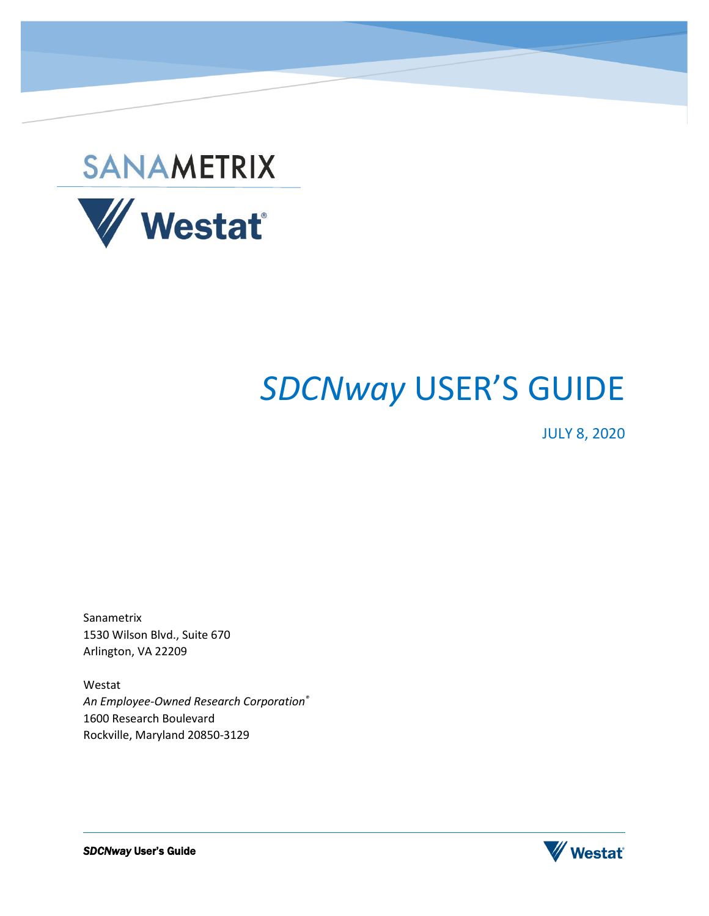SANAMETRIX

Westat®

# *SDCNway* USER'S GUIDE

JULY 8, 2020

Sanametrix
1530 Wilson Blvd., Suite 670
Arlington, VA 22209

Westat
*An Employee-Owned Research Corporation®*
1600 Research Boulevard
Rockville, Maryland 20850-3129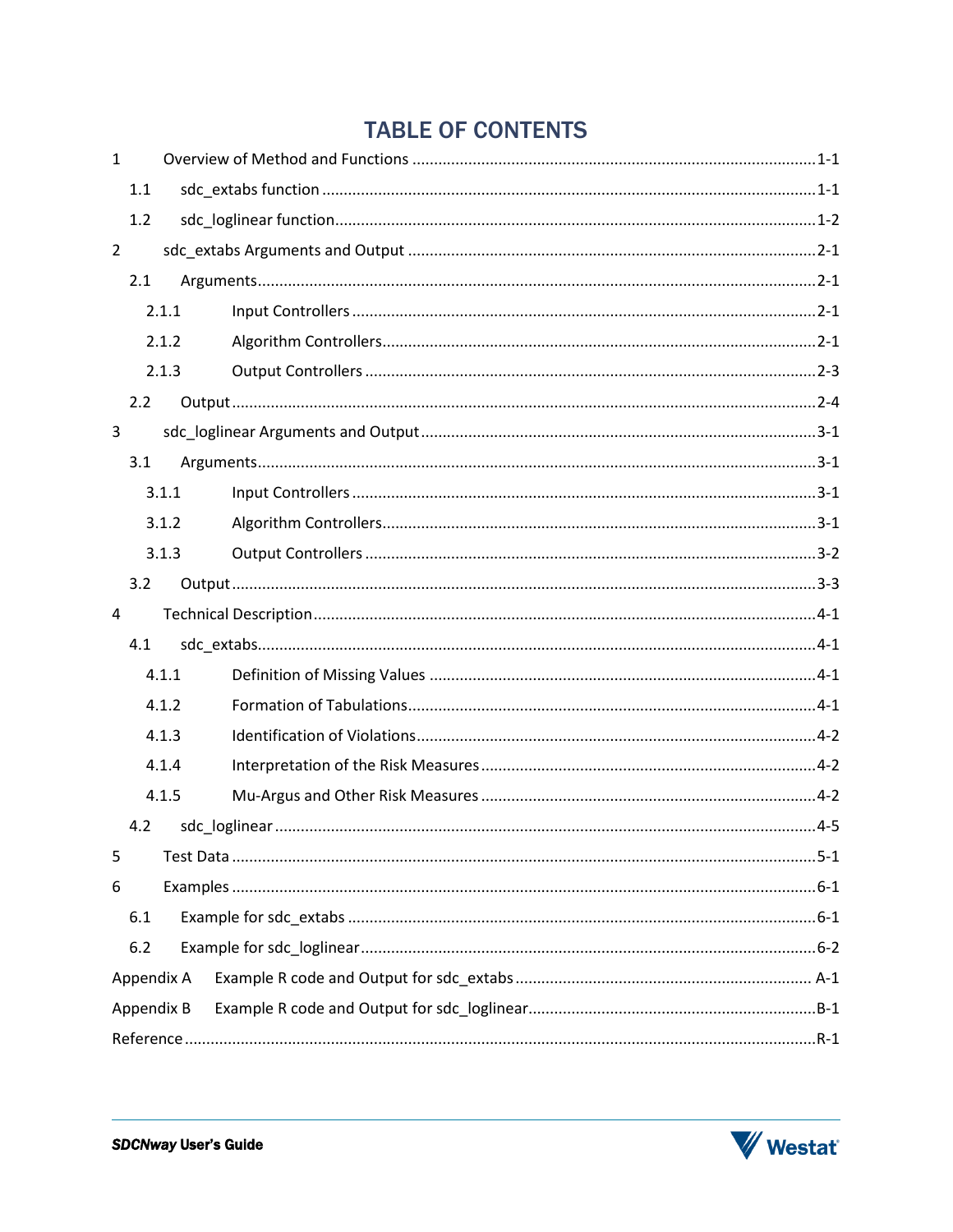# TABLE OF CONTENTS

1 Overview of Method and Functions ............................................................................................1-1

- 1.1 sdc_extabs function ..................................................................................................1-1
- 1.2 sdc_loglinear function...............................................................................................1-2

2 sdc_extabs Arguments and Output .............................................................................................2-1

- 2.1 Arguments.................................................................................................................2-1
  - 2.1.1 Input Controllers ..........................................................................................2-1
  - 2.1.2 Algorithm Controllers....................................................................................2-1
  - 2.1.3 Output Controllers ........................................................................................2-3
- 2.2 Output ......................................................................................................................2-4

3 sdc_loglinear Arguments and Output ..........................................................................................3-1

- 3.1 Arguments.................................................................................................................3-1
  - 3.1.1 Input Controllers ..........................................................................................3-1
  - 3.1.2 Algorithm Controllers....................................................................................3-1
  - 3.1.3 Output Controllers ........................................................................................3-2
- 3.2 Output ......................................................................................................................3-3

4 Technical Description...................................................................................................................4-1

- 4.1 sdc_extabs................................................................................................................4-1
  - 4.1.1 Definition of Missing Values .........................................................................4-1
  - 4.1.2 Formation of Tabulations..............................................................................4-1
  - 4.1.3 Identification of Violations............................................................................4-2
  - 4.1.4 Interpretation of the Risk Measures .............................................................4-2
  - 4.1.5 Mu-Argus and Other Risk Measures .............................................................4-2
- 4.2 sdc_loglinear ............................................................................................................4-5

5 Test Data ......................................................................................................................................5-1

6 Examples ......................................................................................................................................6-1

- 6.1 Example for sdc_extabs ............................................................................................6-1
- 6.2 Example for sdc_loglinear.........................................................................................6-2

Appendix A Example R code and Output for sdc_extabs .................................................................... A-1

Appendix B Example R code and Output for sdc_loglinear..................................................................B-1

Reference .................................................................................................................................................R-1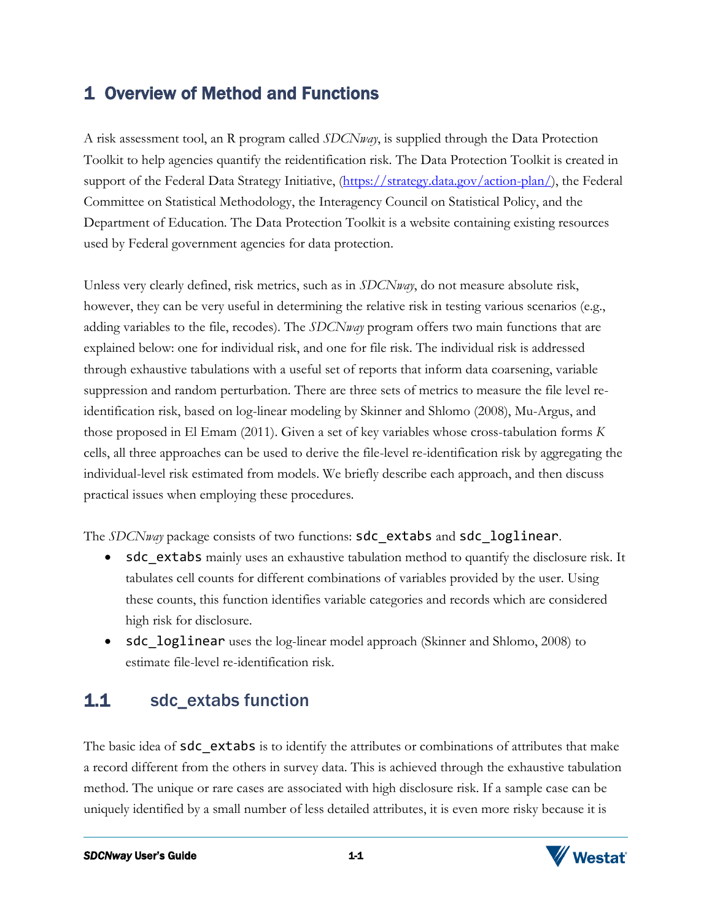# 1 Overview of Method and Functions

A risk assessment tool, an R program called *SDCNway*, is supplied through the Data Protection Toolkit to help agencies quantify the reidentification risk. The Data Protection Toolkit is created in support of the Federal Data Strategy Initiative, (https://strategy.data.gov/action-plan/), the Federal Committee on Statistical Methodology, the Interagency Council on Statistical Policy, and the Department of Education. The Data Protection Toolkit is a website containing existing resources used by Federal government agencies for data protection.

Unless very clearly defined, risk metrics, such as in *SDCNway*, do not measure absolute risk, however, they can be very useful in determining the relative risk in testing various scenarios (e.g., adding variables to the file, recodes). The *SDCNway* program offers two main functions that are explained below: one for individual risk, and one for file risk. The individual risk is addressed through exhaustive tabulations with a useful set of reports that inform data coarsening, variable suppression and random perturbation. There are three sets of metrics to measure the file level re-identification risk, based on log-linear modeling by Skinner and Shlomo (2008), Mu-Argus, and those proposed in El Emam (2011). Given a set of key variables whose cross-tabulation forms $K$ cells, all three approaches can be used to derive the file-level re-identification risk by aggregating the individual-level risk estimated from models. We briefly describe each approach, and then discuss practical issues when employing these procedures.

The *SDCNway* package consists of two functions: `sdc_extabs` and `sdc_loglinear`.

- `sdc_extabs` mainly uses an exhaustive tabulation method to quantify the disclosure risk. It tabulates cell counts for different combinations of variables provided by the user. Using these counts, this function identifies variable categories and records which are considered high risk for disclosure.
- `sdc_loglinear` uses the log-linear model approach (Skinner and Shlomo, 2008) to estimate file-level re-identification risk.

## 1.1 sdc_extabs function

The basic idea of `sdc_extabs` is to identify the attributes or combinations of attributes that make a record different from the others in survey data. This is achieved through the exhaustive tabulation method. The unique or rare cases are associated with high disclosure risk. If a sample case can be uniquely identified by a small number of less detailed attributes, it is even more risky because it is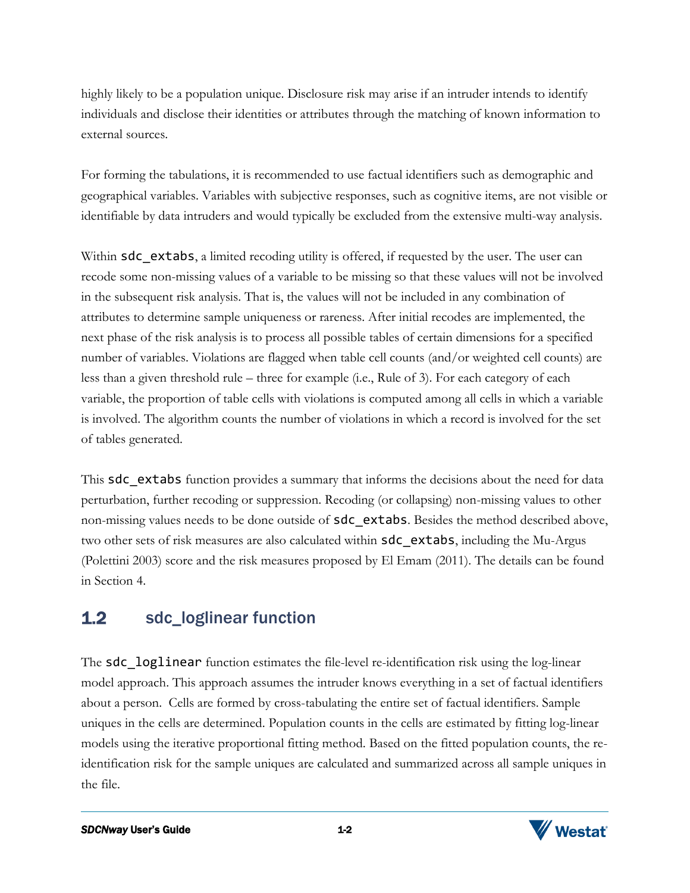highly likely to be a population unique. Disclosure risk may arise if an intruder intends to identify individuals and disclose their identities or attributes through the matching of known information to external sources.

For forming the tabulations, it is recommended to use factual identifiers such as demographic and geographical variables. Variables with subjective responses, such as cognitive items, are not visible or identifiable by data intruders and would typically be excluded from the extensive multi-way analysis.

Within `sdc_extabs`, a limited recoding utility is offered, if requested by the user. The user can recode some non-missing values of a variable to be missing so that these values will not be involved in the subsequent risk analysis. That is, the values will not be included in any combination of attributes to determine sample uniqueness or rareness. After initial recodes are implemented, the next phase of the risk analysis is to process all possible tables of certain dimensions for a specified number of variables. Violations are flagged when table cell counts (and/or weighted cell counts) are less than a given threshold rule – three for example (i.e., Rule of 3). For each category of each variable, the proportion of table cells with violations is computed among all cells in which a variable is involved. The algorithm counts the number of violations in which a record is involved for the set of tables generated.

This `sdc_extabs` function provides a summary that informs the decisions about the need for data perturbation, further recoding or suppression. Recoding (or collapsing) non-missing values to other non-missing values needs to be done outside of `sdc_extabs`. Besides the method described above, two other sets of risk measures are also calculated within `sdc_extabs`, including the Mu-Argus (Polettini 2003) score and the risk measures proposed by El Emam (2011). The details can be found in Section 4.

## 1.2 sdc_loglinear function

The `sdc_loglinear` function estimates the file-level re-identification risk using the log-linear model approach. This approach assumes the intruder knows everything in a set of factual identifiers about a person. Cells are formed by cross-tabulating the entire set of factual identifiers. Sample uniques in the cells are determined. Population counts in the cells are estimated by fitting log-linear models using the iterative proportional fitting method. Based on the fitted population counts, the re-identification risk for the sample uniques are calculated and summarized across all sample uniques in the file.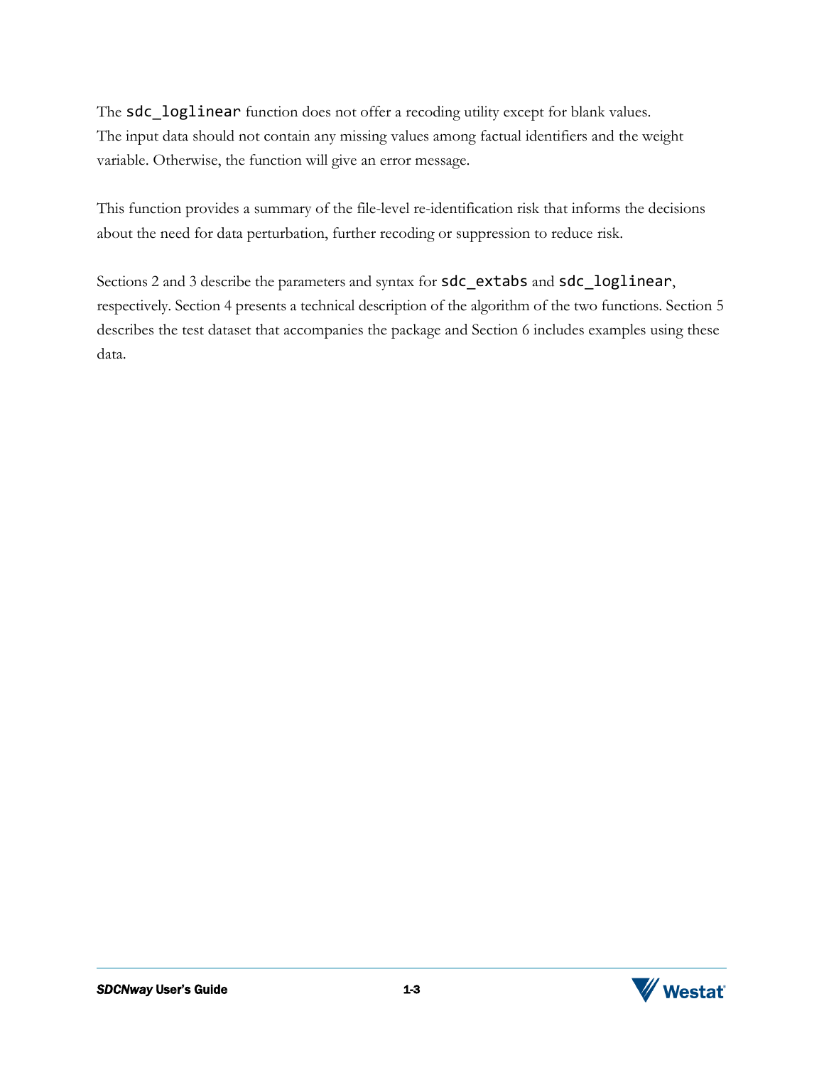The `sdc_loglinear` function does not offer a recoding utility except for blank values. The input data should not contain any missing values among factual identifiers and the weight variable. Otherwise, the function will give an error message.

This function provides a summary of the file-level re-identification risk that informs the decisions about the need for data perturbation, further recoding or suppression to reduce risk.

Sections 2 and 3 describe the parameters and syntax for `sdc_extabs` and `sdc_loglinear`, respectively. Section 4 presents a technical description of the algorithm of the two functions. Section 5 describes the test dataset that accompanies the package and Section 6 includes examples using these data.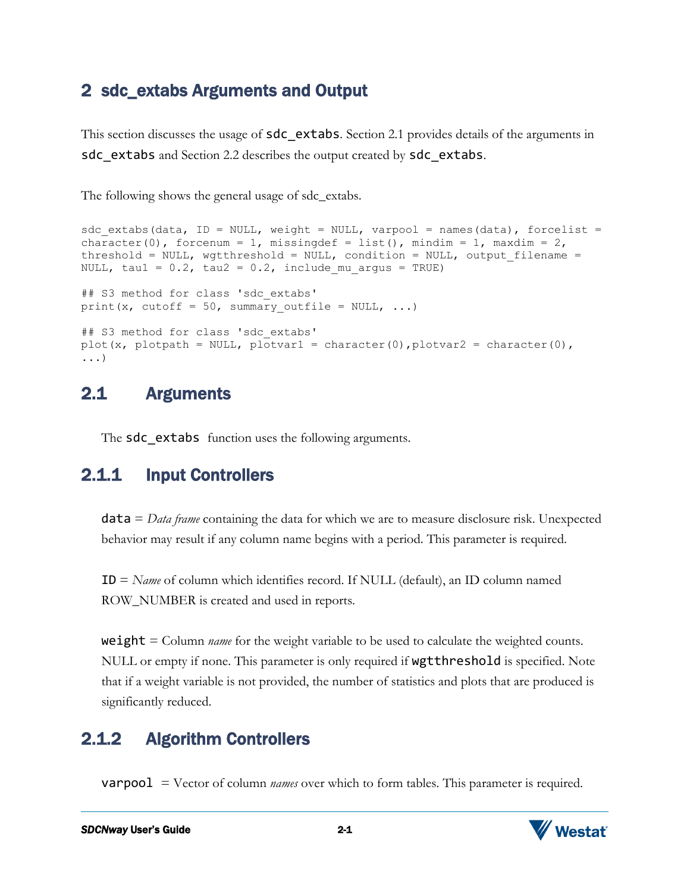# 2 sdc_extabs Arguments and Output

This section discusses the usage of `sdc_extabs`. Section 2.1 provides details of the arguments in `sdc_extabs` and Section 2.2 describes the output created by `sdc_extabs`.

The following shows the general usage of sdc_extabs.

```
sdc_extabs(data, ID = NULL, weight = NULL, varpool = names(data), forcelist =
character(0), forcenum = 1, missingdef = list(), mindim = 1, maxdim = 2,
threshold = NULL, wgtthreshold = NULL, condition = NULL, output_filename =
NULL, tau1 = 0.2, tau2 = 0.2, include_mu_argus = TRUE)

## S3 method for class 'sdc_extabs'
print(x, cutoff = 50, summary_outfile = NULL, ...)

## S3 method for class 'sdc_extabs'
plot(x, plotpath = NULL, plotvar1 = character(0),plotvar2 = character(0),
...)
```

## 2.1 Arguments

The `sdc_extabs` function uses the following arguments.

### 2.1.1 Input Controllers

`data` = *Data frame* containing the data for which we are to measure disclosure risk. Unexpected behavior may result if any column name begins with a period. This parameter is required.

`ID` = *Name* of column which identifies record. If NULL (default), an ID column named ROW_NUMBER is created and used in reports.

`weight` = Column *name* for the weight variable to be used to calculate the weighted counts. NULL or empty if none. This parameter is only required if `wgtthreshold` is specified. Note that if a weight variable is not provided, the number of statistics and plots that are produced is significantly reduced.

### 2.1.2 Algorithm Controllers

`varpool` = Vector of column *names* over which to form tables. This parameter is required.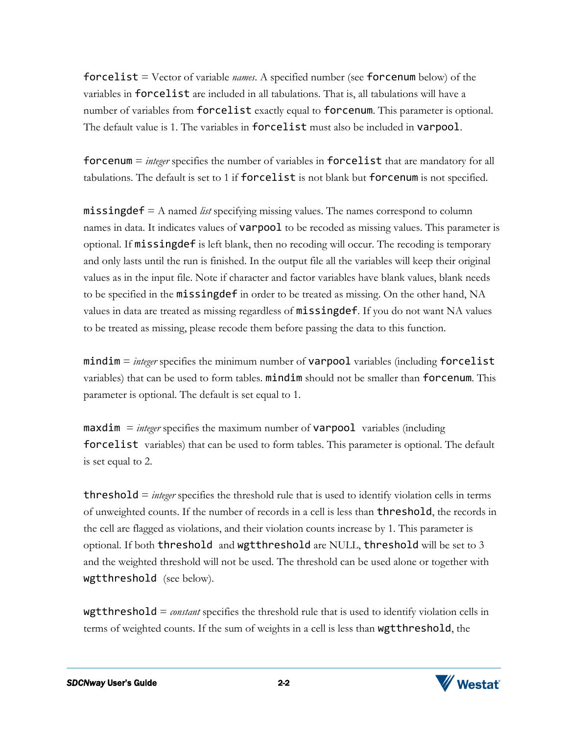`forcelist` = Vector of variable *names*. A specified number (see `forcenum` below) of the variables in `forcelist` are included in all tabulations. That is, all tabulations will have a number of variables from `forcelist` exactly equal to `forcenum`. This parameter is optional. The default value is 1. The variables in `forcelist` must also be included in `varpool`.

`forcenum` = *integer* specifies the number of variables in `forcelist` that are mandatory for all tabulations. The default is set to 1 if `forcelist` is not blank but `forcenum` is not specified.

`missingdef` = A named *list* specifying missing values. The names correspond to column names in data. It indicates values of `varpool` to be recoded as missing values. This parameter is optional. If `missingdef` is left blank, then no recoding will occur. The recoding is temporary and only lasts until the run is finished. In the output file all the variables will keep their original values as in the input file. Note if character and factor variables have blank values, blank needs to be specified in the `missingdef` in order to be treated as missing. On the other hand, NA values in data are treated as missing regardless of `missingdef`. If you do not want NA values to be treated as missing, please recode them before passing the data to this function.

`mindim` = *integer* specifies the minimum number of `varpool` variables (including `forcelist` variables) that can be used to form tables. `mindim` should not be smaller than `forcenum`. This parameter is optional. The default is set equal to 1.

`maxdim` = *integer* specifies the maximum number of `varpool` variables (including `forcelist` variables) that can be used to form tables. This parameter is optional. The default is set equal to 2.

`threshold` = *integer* specifies the threshold rule that is used to identify violation cells in terms of unweighted counts. If the number of records in a cell is less than `threshold`, the records in the cell are flagged as violations, and their violation counts increase by 1. This parameter is optional. If both `threshold` and `wgtthreshold` are NULL, `threshold` will be set to 3 and the weighted threshold will not be used. The threshold can be used alone or together with `wgtthreshold` (see below).

`wgtthreshold` = *constant* specifies the threshold rule that is used to identify violation cells in terms of weighted counts. If the sum of weights in a cell is less than `wgtthreshold`, the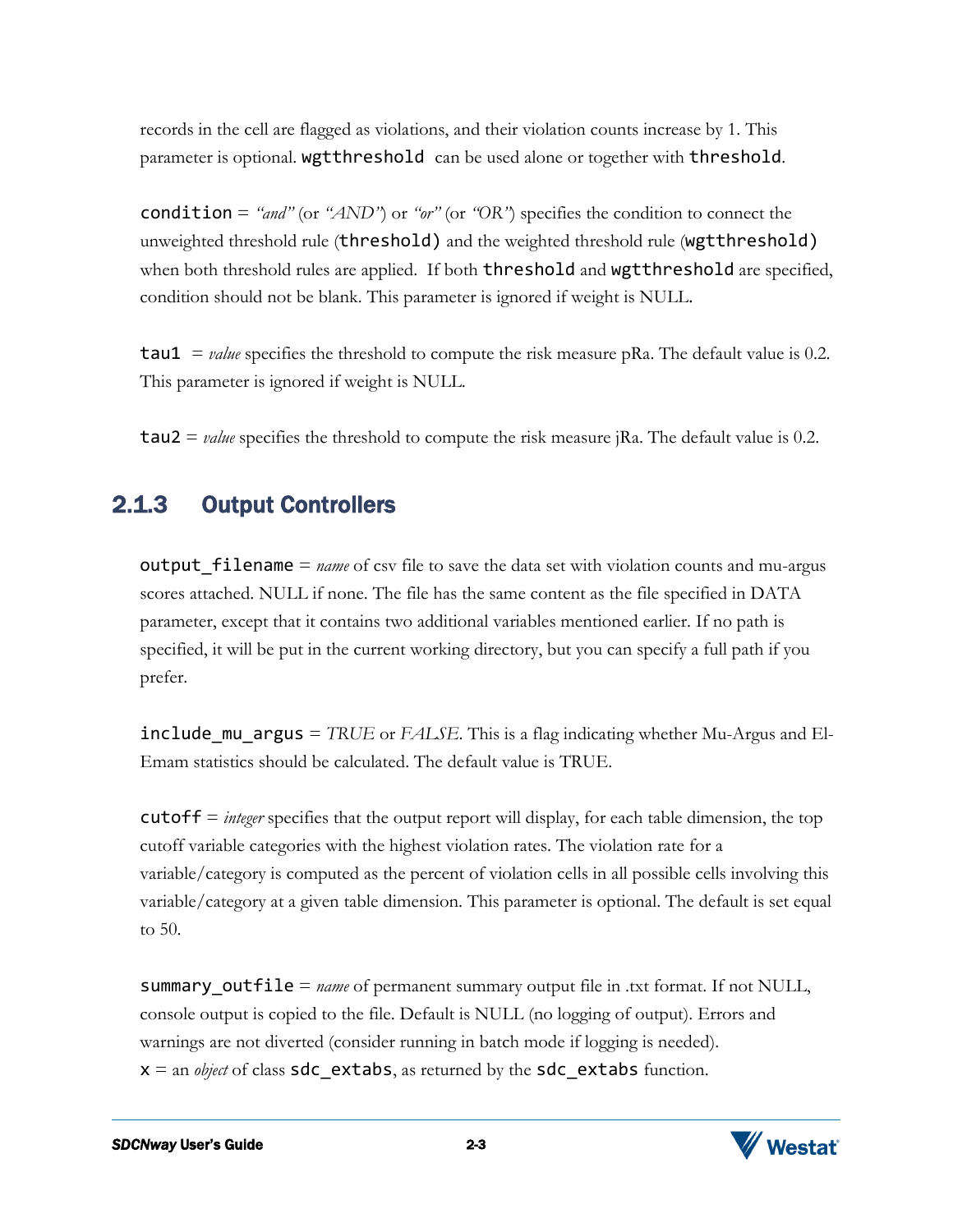records in the cell are flagged as violations, and their violation counts increase by 1. This parameter is optional. `wgtthreshold` can be used alone or together with `threshold`.

`condition` = *"and"* (or *"AND"*) or *"or"* (or *"OR"*) specifies the condition to connect the unweighted threshold rule (`threshold)` and the weighted threshold rule (`wgtthreshold)` when both threshold rules are applied. If both `threshold` and `wgtthreshold` are specified, condition should not be blank. This parameter is ignored if weight is NULL.

`tau1` = *value* specifies the threshold to compute the risk measure pRa. The default value is 0.2. This parameter is ignored if weight is NULL.

`tau2` = *value* specifies the threshold to compute the risk measure jRa. The default value is 0.2.

### 2.1.3 Output Controllers

`output_filename` = *name* of csv file to save the data set with violation counts and mu-argus scores attached. NULL if none. The file has the same content as the file specified in DATA parameter, except that it contains two additional variables mentioned earlier. If no path is specified, it will be put in the current working directory, but you can specify a full path if you prefer.

`include_mu_argus` = *TRUE* or *FALSE*. This is a flag indicating whether Mu-Argus and El-Emam statistics should be calculated. The default value is TRUE.

`cutoff` = *integer* specifies that the output report will display, for each table dimension, the top cutoff variable categories with the highest violation rates. The violation rate for a variable/category is computed as the percent of violation cells in all possible cells involving this variable/category at a given table dimension. This parameter is optional. The default is set equal to 50.

`summary_outfile` = *name* of permanent summary output file in .txt format. If not NULL, console output is copied to the file. Default is NULL (no logging of output). Errors and warnings are not diverted (consider running in batch mode if logging is needed).

`x` = an *object* of class `sdc_extabs`, as returned by the `sdc_extabs` function.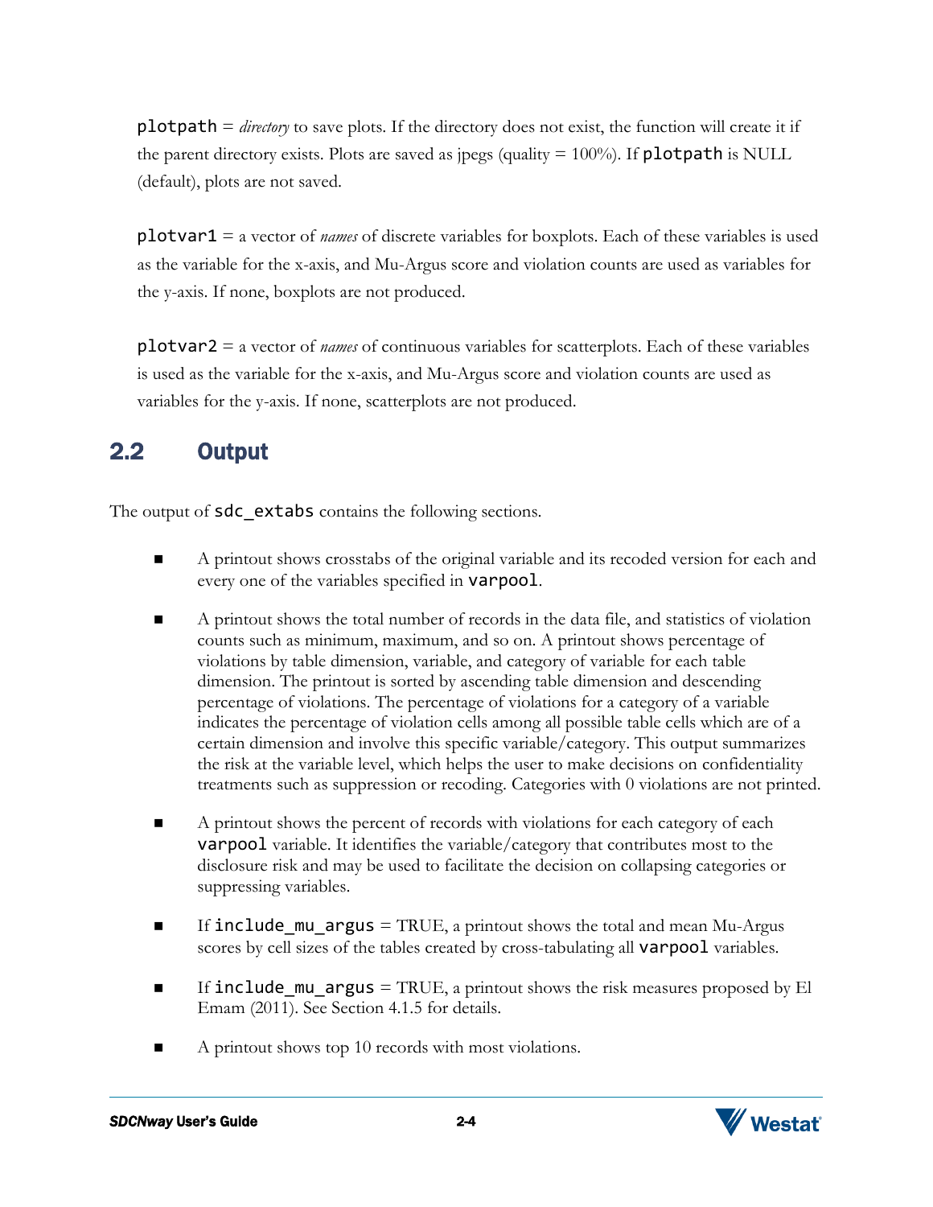`plotpath` = *directory* to save plots. If the directory does not exist, the function will create it if the parent directory exists. Plots are saved as jpegs (quality = 100%). If `plotpath` is NULL (default), plots are not saved.

`plotvar1` = a vector of *names* of discrete variables for boxplots. Each of these variables is used as the variable for the x-axis, and Mu-Argus score and violation counts are used as variables for the y-axis. If none, boxplots are not produced.

`plotvar2` = a vector of *names* of continuous variables for scatterplots. Each of these variables is used as the variable for the x-axis, and Mu-Argus score and violation counts are used as variables for the y-axis. If none, scatterplots are not produced.

## 2.2 Output

The output of `sdc_extabs` contains the following sections.

- A printout shows crosstabs of the original variable and its recoded version for each and every one of the variables specified in `varpool`.
- A printout shows the total number of records in the data file, and statistics of violation counts such as minimum, maximum, and so on. A printout shows percentage of violations by table dimension, variable, and category of variable for each table dimension. The printout is sorted by ascending table dimension and descending percentage of violations. The percentage of violations for a category of a variable indicates the percentage of violation cells among all possible table cells which are of a certain dimension and involve this specific variable/category. This output summarizes the risk at the variable level, which helps the user to make decisions on confidentiality treatments such as suppression or recoding. Categories with 0 violations are not printed.
- A printout shows the percent of records with violations for each category of each `varpool` variable. It identifies the variable/category that contributes most to the disclosure risk and may be used to facilitate the decision on collapsing categories or suppressing variables.
- If `include_mu_argus` = TRUE, a printout shows the total and mean Mu-Argus scores by cell sizes of the tables created by cross-tabulating all `varpool` variables.
- If `include_mu_argus` = TRUE, a printout shows the risk measures proposed by El Emam (2011). See Section 4.1.5 for details.
- A printout shows top 10 records with most violations.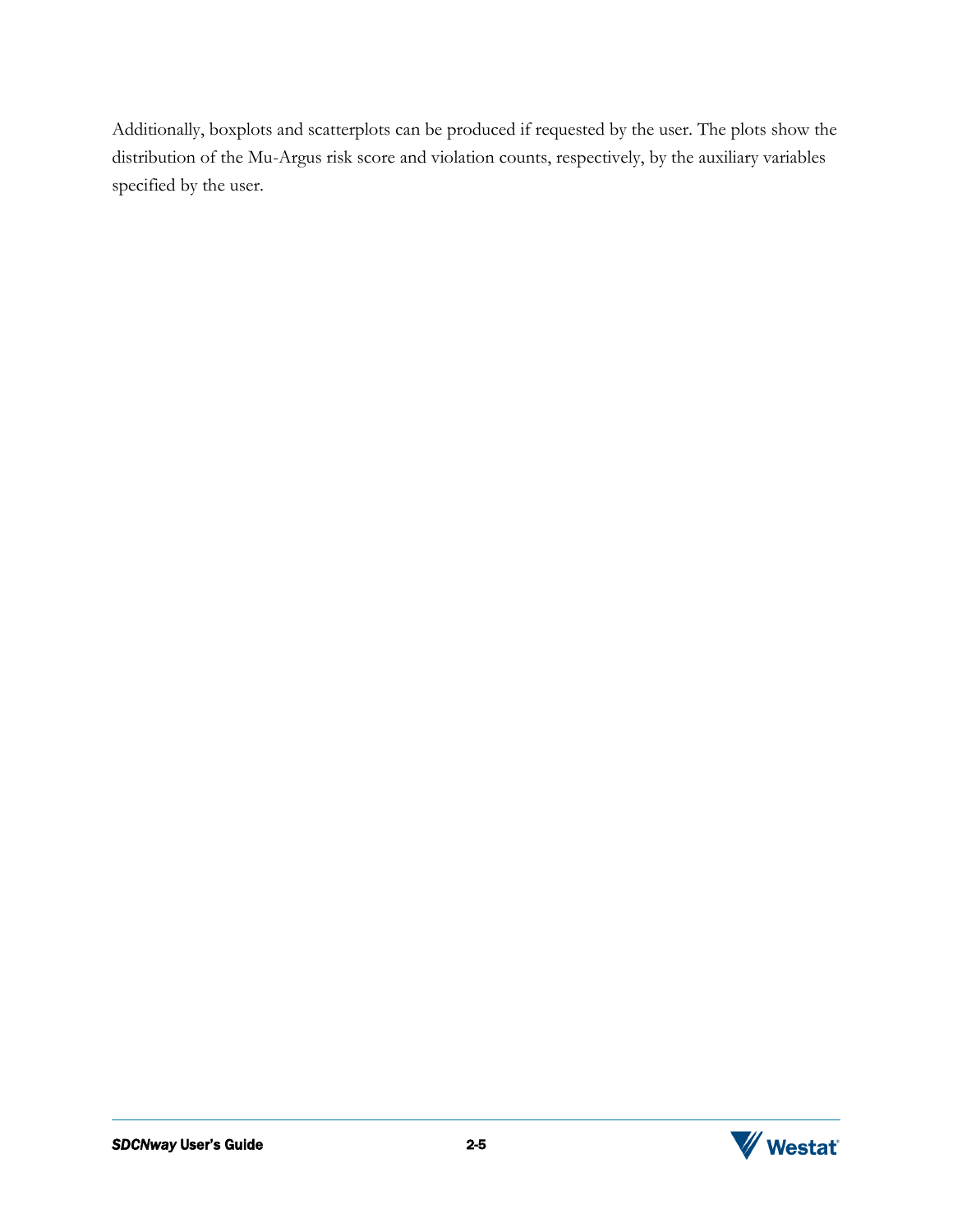Additionally, boxplots and scatterplots can be produced if requested by the user. The plots show the distribution of the Mu-Argus risk score and violation counts, respectively, by the auxiliary variables specified by the user.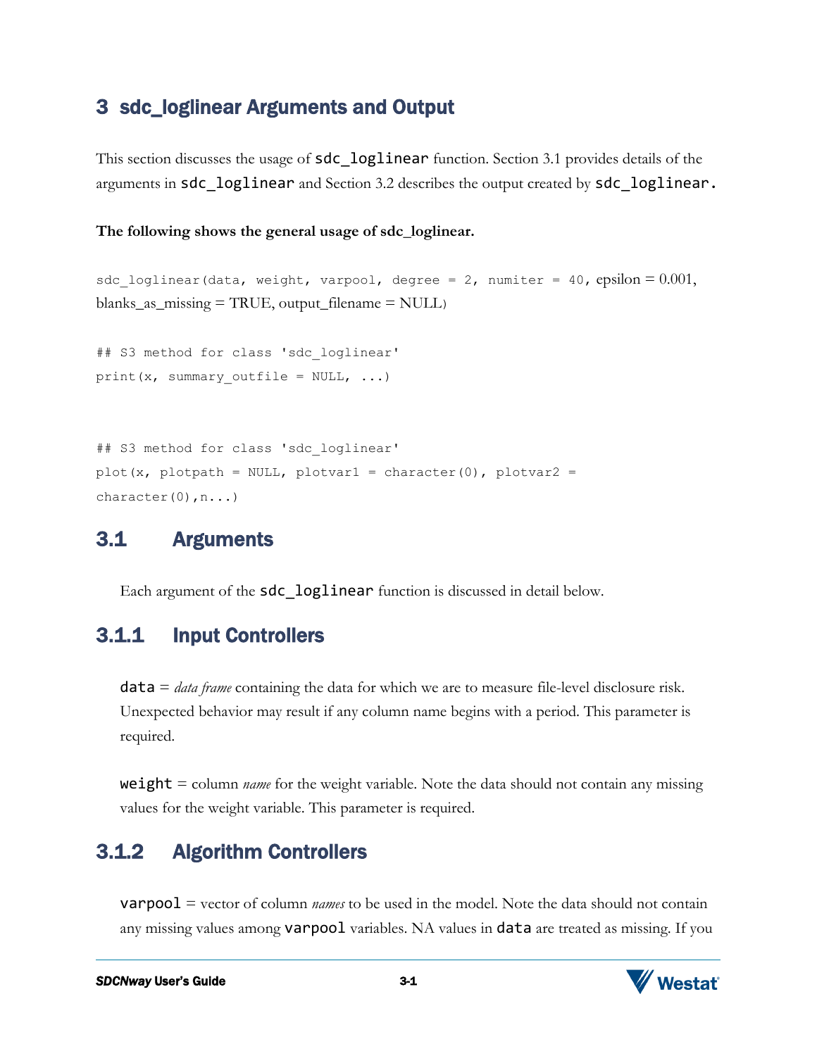# 3 sdc_loglinear Arguments and Output

This section discusses the usage of `sdc_loglinear` function. Section 3.1 provides details of the arguments in `sdc_loglinear` and Section 3.2 describes the output created by `sdc_loglinear.`

**The following shows the general usage of sdc_loglinear.**

```
sdc_loglinear(data, weight, varpool, degree = 2, numiter = 40, epsilon = 0.001,
blanks_as_missing = TRUE, output_filename = NULL)
```

```
## S3 method for class 'sdc_loglinear'
print(x, summary_outfile = NULL, ...)
```

```
## S3 method for class 'sdc_loglinear'
plot(x, plotpath = NULL, plotvar1 = character(0), plotvar2 =
character(0),n...)
```

## 3.1 Arguments

Each argument of the `sdc_loglinear` function is discussed in detail below.

### 3.1.1 Input Controllers

`data` = *data frame* containing the data for which we are to measure file-level disclosure risk. Unexpected behavior may result if any column name begins with a period. This parameter is required.

`weight` = column *name* for the weight variable. Note the data should not contain any missing values for the weight variable. This parameter is required.

### 3.1.2 Algorithm Controllers

`varpool` = vector of column *names* to be used in the model. Note the data should not contain any missing values among `varpool` variables. NA values in `data` are treated as missing. If you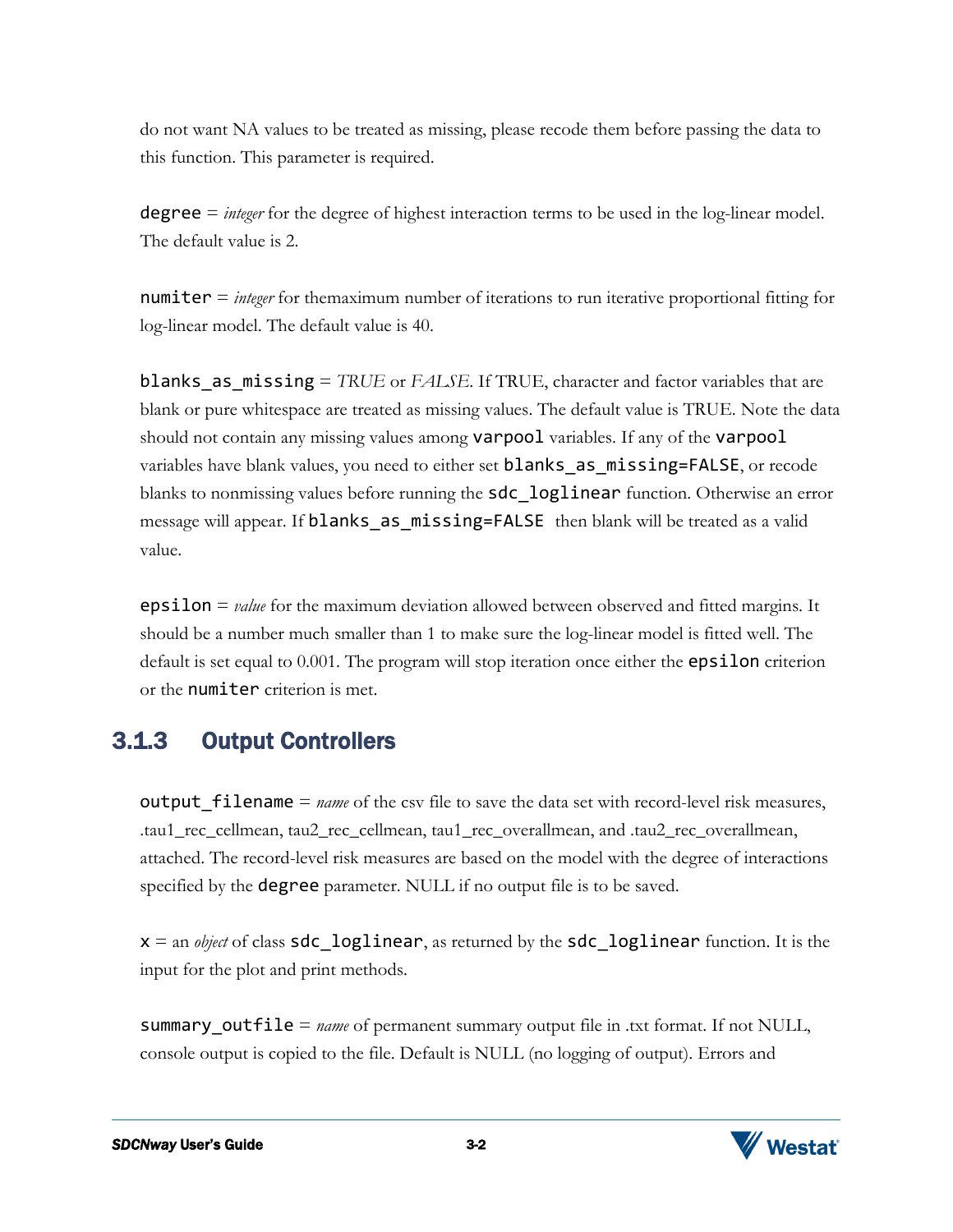do not want NA values to be treated as missing, please recode them before passing the data to this function. This parameter is required.

`degree` = *integer* for the degree of highest interaction terms to be used in the log-linear model. The default value is 2.

`numiter` = *integer* for themaximum number of iterations to run iterative proportional fitting for log-linear model. The default value is 40.

`blanks_as_missing` = *TRUE* or *FALSE*. If TRUE, character and factor variables that are blank or pure whitespace are treated as missing values. The default value is TRUE. Note the data should not contain any missing values among `varpool` variables. If any of the `varpool` variables have blank values, you need to either set `blanks_as_missing=FALSE`, or recode blanks to nonmissing values before running the `sdc_loglinear` function. Otherwise an error message will appear. If `blanks_as_missing=FALSE` then blank will be treated as a valid value.

`epsilon` = *value* for the maximum deviation allowed between observed and fitted margins. It should be a number much smaller than 1 to make sure the log-linear model is fitted well. The default is set equal to 0.001. The program will stop iteration once either the `epsilon` criterion or the `numiter` criterion is met.

### 3.1.3 Output Controllers

`output_filename` = *name* of the csv file to save the data set with record-level risk measures, .tau1_rec_cellmean, tau2_rec_cellmean, tau1_rec_overallmean, and .tau2_rec_overallmean, attached. The record-level risk measures are based on the model with the degree of interactions specified by the `degree` parameter. NULL if no output file is to be saved.

`x` = an *object* of class `sdc_loglinear`, as returned by the `sdc_loglinear` function. It is the input for the plot and print methods.

`summary_outfile` = *name* of permanent summary output file in .txt format. If not NULL, console output is copied to the file. Default is NULL (no logging of output). Errors and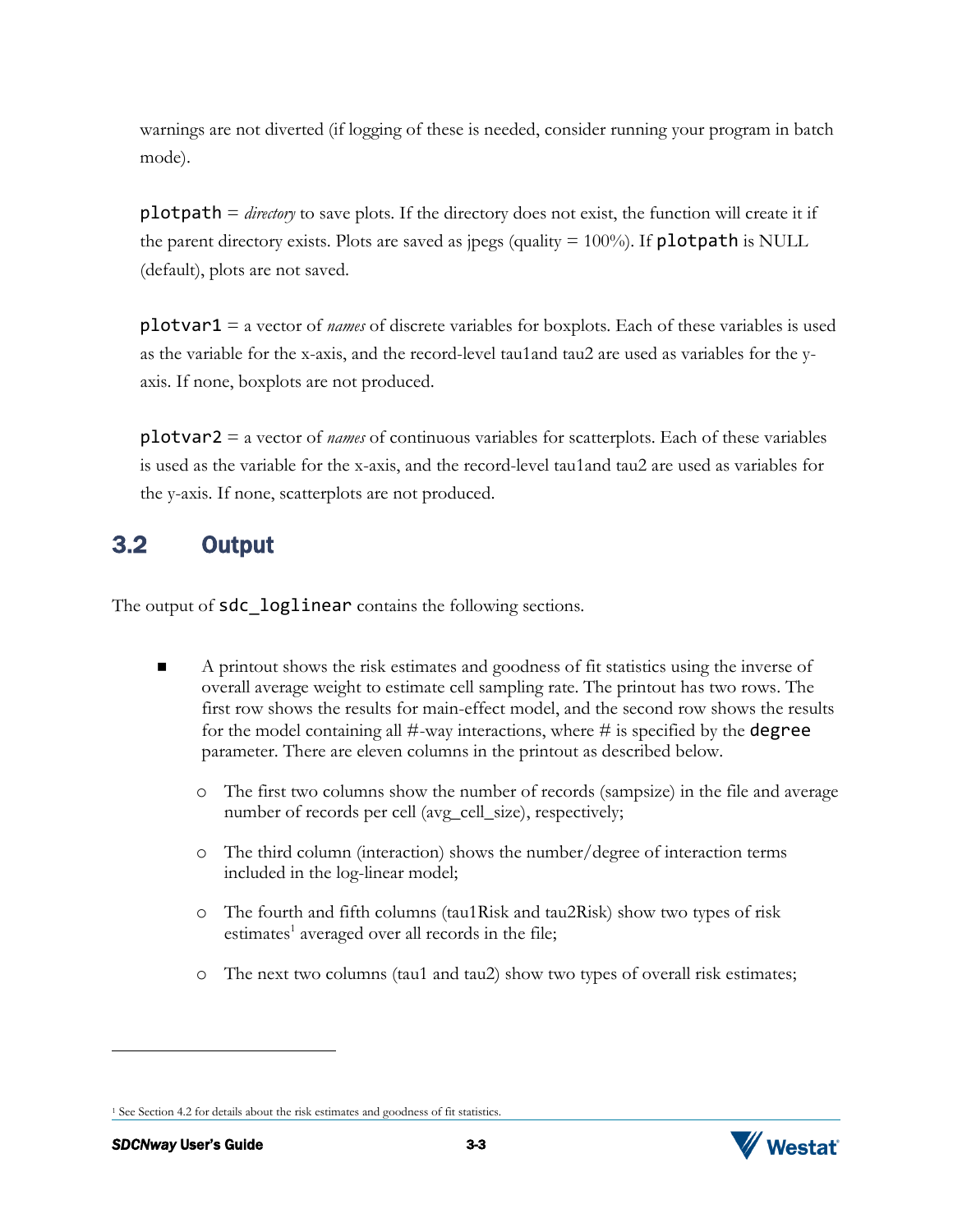warnings are not diverted (if logging of these is needed, consider running your program in batch mode).

`plotpath` = *directory* to save plots. If the directory does not exist, the function will create it if the parent directory exists. Plots are saved as jpegs (quality = 100%). If `plotpath` is NULL (default), plots are not saved.

`plotvar1` = a vector of *names* of discrete variables for boxplots. Each of these variables is used as the variable for the x-axis, and the record-level tau1and tau2 are used as variables for the y-axis. If none, boxplots are not produced.

`plotvar2` = a vector of *names* of continuous variables for scatterplots. Each of these variables is used as the variable for the x-axis, and the record-level tau1and tau2 are used as variables for the y-axis. If none, scatterplots are not produced.

## 3.2 Output

The output of `sdc_loglinear` contains the following sections.

- A printout shows the risk estimates and goodness of fit statistics using the inverse of overall average weight to estimate cell sampling rate. The printout has two rows. The first row shows the results for main-effect model, and the second row shows the results for the model containing all #-way interactions, where # is specified by the `degree` parameter. There are eleven columns in the printout as described below.
  - The first two columns show the number of records (sampsize) in the file and average number of records per cell (avg_cell_size), respectively;
  - The third column (interaction) shows the number/degree of interaction terms included in the log-linear model;
  - The fourth and fifth columns (tau1Risk and tau2Risk) show two types of risk estimates[1] averaged over all records in the file;
  - The next two columns (tau1 and tau2) show two types of overall risk estimates;

[1] See Section 4.2 for details about the risk estimates and goodness of fit statistics.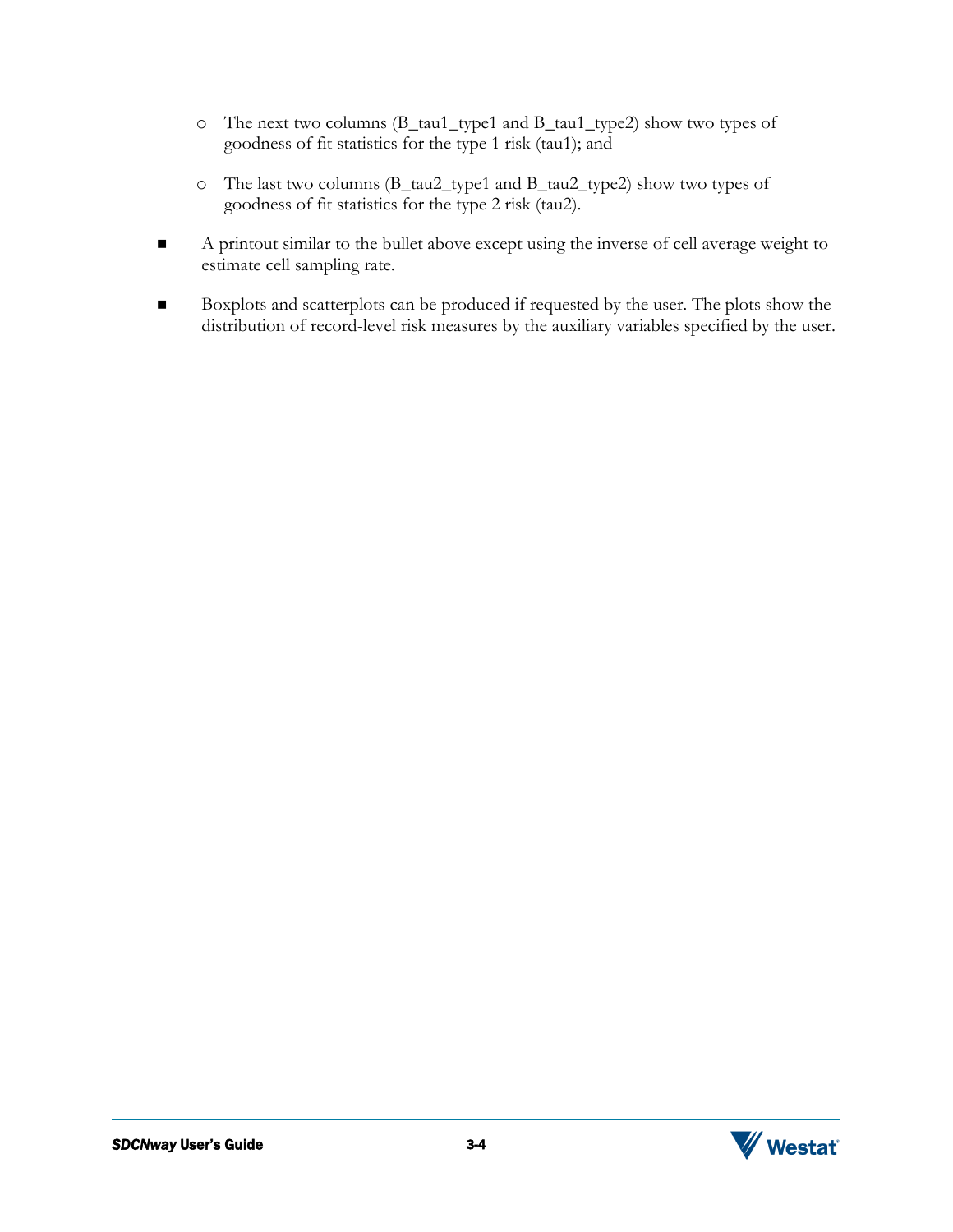- The next two columns (B_tau1_type1 and B_tau1_type2) show two types of goodness of fit statistics for the type 1 risk (tau1); and

  - The last two columns (B_tau2_type1 and B_tau2_type2) show two types of goodness of fit statistics for the type 2 risk (tau2).

- A printout similar to the bullet above except using the inverse of cell average weight to estimate cell sampling rate.

- Boxplots and scatterplots can be produced if requested by the user. The plots show the distribution of record-level risk measures by the auxiliary variables specified by the user.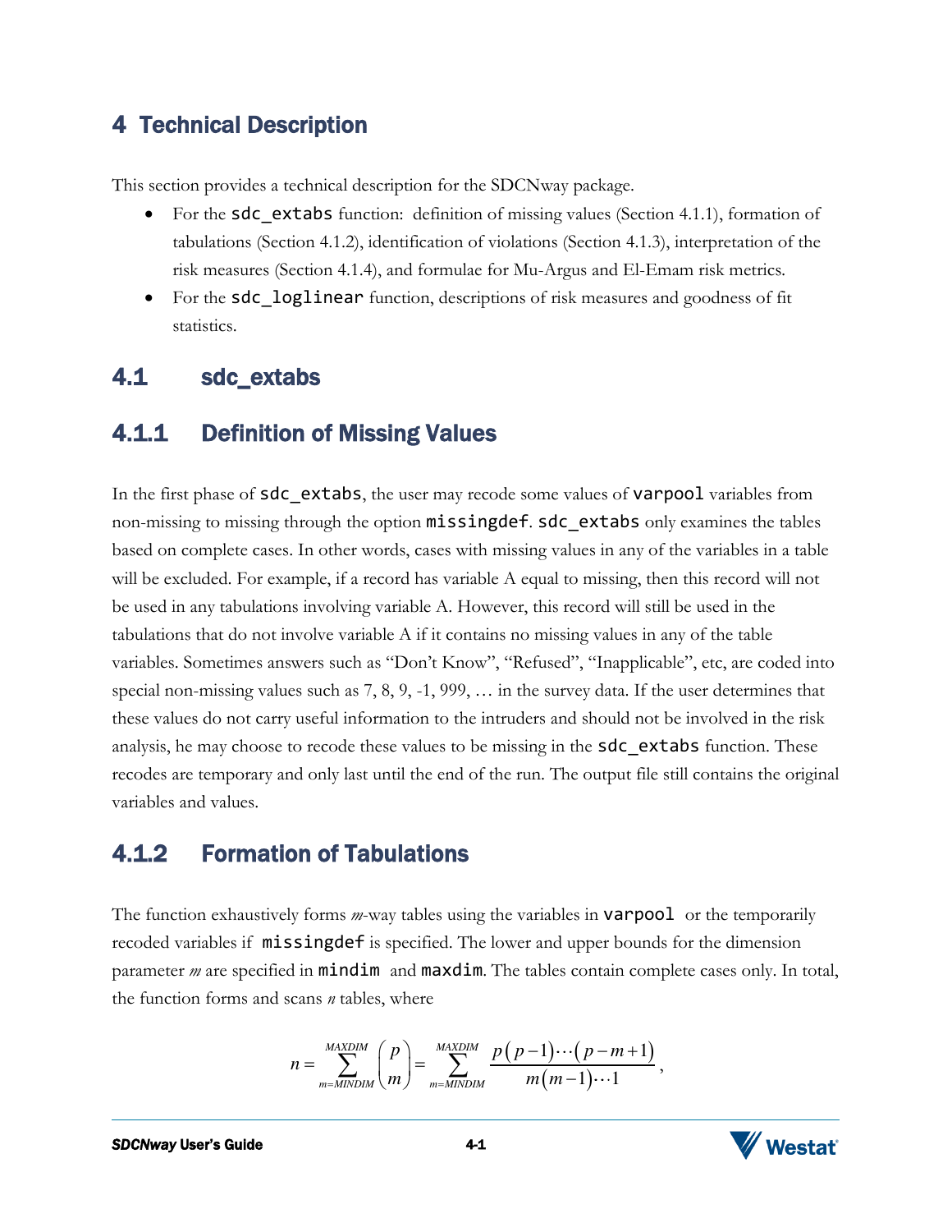# 4 Technical Description

This section provides a technical description for the SDCNway package.

- For the `sdc_extabs` function: definition of missing values (Section 4.1.1), formation of tabulations (Section 4.1.2), identification of violations (Section 4.1.3), interpretation of the risk measures (Section 4.1.4), and formulae for Mu-Argus and El-Emam risk metrics.
- For the `sdc_loglinear` function, descriptions of risk measures and goodness of fit statistics.

## 4.1 sdc_extabs

### 4.1.1 Definition of Missing Values

In the first phase of `sdc_extabs`, the user may recode some values of `varpool` variables from non-missing to missing through the option `missingdef`. `sdc_extabs` only examines the tables based on complete cases. In other words, cases with missing values in any of the variables in a table will be excluded. For example, if a record has variable A equal to missing, then this record will not be used in any tabulations involving variable A. However, this record will still be used in the tabulations that do not involve variable A if it contains no missing values in any of the table variables. Sometimes answers such as "Don't Know", "Refused", "Inapplicable", etc, are coded into special non-missing values such as 7, 8, 9, -1, 999, … in the survey data. If the user determines that these values do not carry useful information to the intruders and should not be involved in the risk analysis, he may choose to recode these values to be missing in the `sdc_extabs` function. These recodes are temporary and only last until the end of the run. The output file still contains the original variables and values.

### 4.1.2 Formation of Tabulations

The function exhaustively forms *m*-way tables using the variables in `varpool` or the temporarily recoded variables if `missingdef` is specified. The lower and upper bounds for the dimension parameter *m* are specified in `mindim` and `maxdim`. The tables contain complete cases only. In total, the function forms and scans *n* tables, where

$$n = \sum_{m=MINDIM}^{MAXDIM} \binom{p}{m} = \sum_{m=MINDIM}^{MAXDIM} \frac{p(p-1)\cdots(p-m+1)}{m(m-1)\cdots 1},$$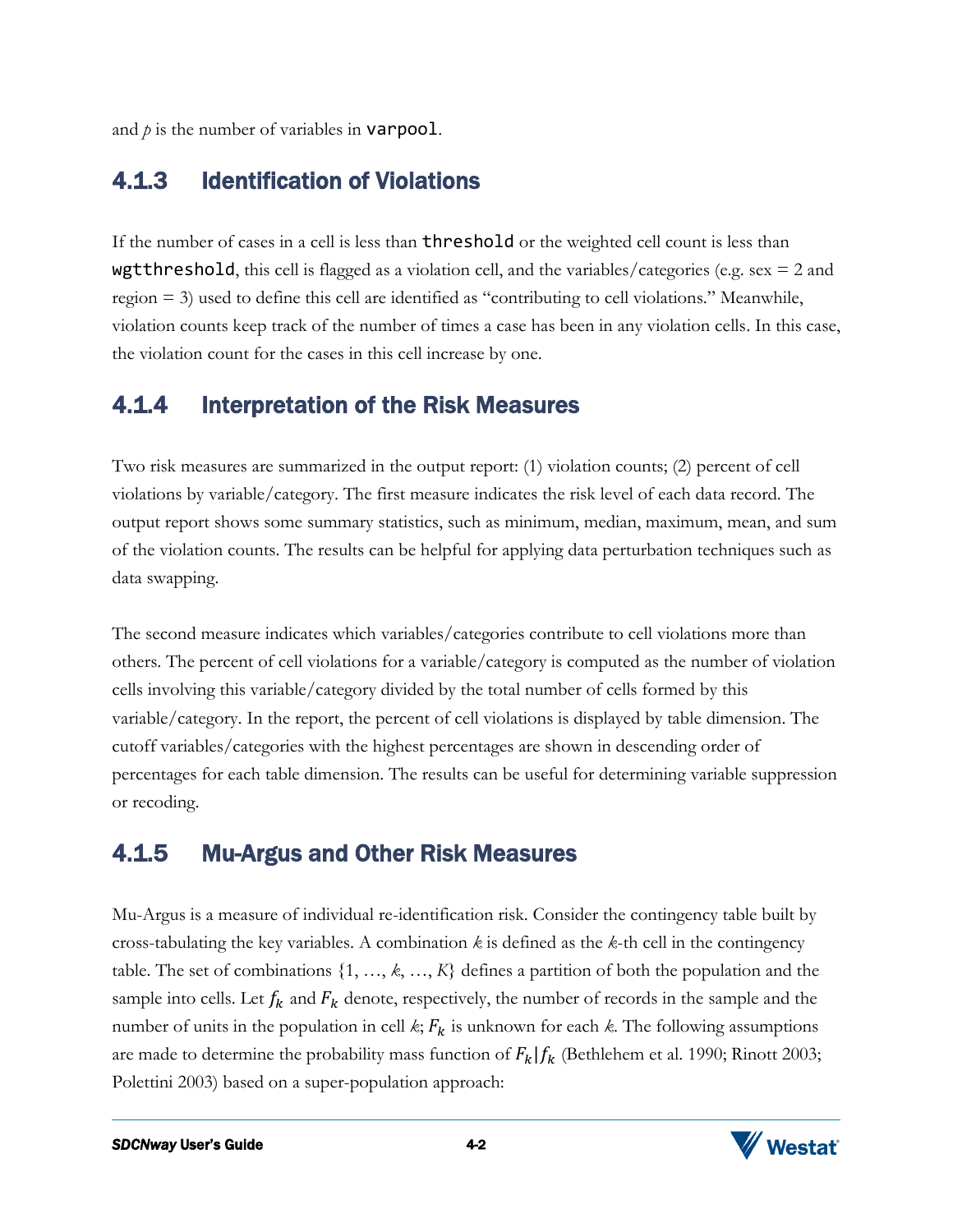and *p* is the number of variables in `varpool`.

### 4.1.3 Identification of Violations

If the number of cases in a cell is less than `threshold` or the weighted cell count is less than `wgtthreshold`, this cell is flagged as a violation cell, and the variables/categories (e.g. sex = 2 and region = 3) used to define this cell are identified as "contributing to cell violations." Meanwhile, violation counts keep track of the number of times a case has been in any violation cells. In this case, the violation count for the cases in this cell increase by one.

### 4.1.4 Interpretation of the Risk Measures

Two risk measures are summarized in the output report: (1) violation counts; (2) percent of cell violations by variable/category. The first measure indicates the risk level of each data record. The output report shows some summary statistics, such as minimum, median, maximum, mean, and sum of the violation counts. The results can be helpful for applying data perturbation techniques such as data swapping.

The second measure indicates which variables/categories contribute to cell violations more than others. The percent of cell violations for a variable/category is computed as the number of violation cells involving this variable/category divided by the total number of cells formed by this variable/category. In the report, the percent of cell violations is displayed by table dimension. The cutoff variables/categories with the highest percentages are shown in descending order of percentages for each table dimension. The results can be useful for determining variable suppression or recoding.

### 4.1.5 Mu-Argus and Other Risk Measures

Mu-Argus is a measure of individual re-identification risk. Consider the contingency table built by cross-tabulating the key variables. A combination $k$ is defined as the $k$-th cell in the contingency table. The set of combinations $\{1, \ldots, k, \ldots, K\}$ defines a partition of both the population and the sample into cells. Let $f_k$ and $F_k$ denote, respectively, the number of records in the sample and the number of units in the population in cell $k$; $F_k$ is unknown for each $k$. The following assumptions are made to determine the probability mass function of $F_k|f_k$ (Bethlehem et al. 1990; Rinott 2003; Polettini 2003) based on a super-population approach: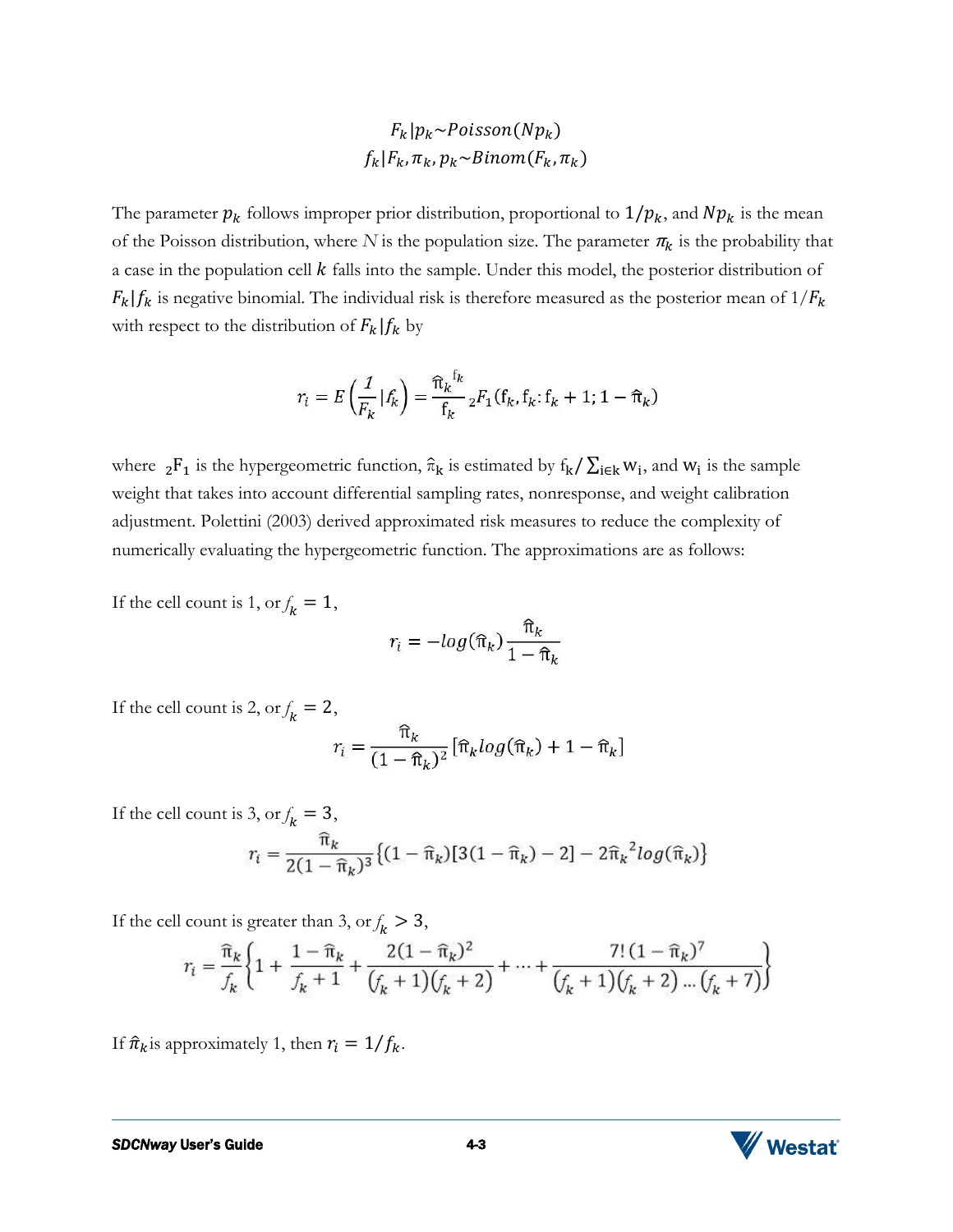$$F_k | p_k \sim Poisson(Np_k)$$
$$f_k | F_k, \pi_k, p_k \sim Binom(F_k, \pi_k)$$

The parameter $p_k$ follows improper prior distribution, proportional to $1/p_k$, and $Np_k$ is the mean of the Poisson distribution, where $N$ is the population size. The parameter $\pi_k$ is the probability that a case in the population cell $k$ falls into the sample. Under this model, the posterior distribution of $F_k | f_k$ is negative binomial. The individual risk is therefore measured as the posterior mean of $1/F_k$ with respect to the distribution of $F_k | f_k$ by

$$r_i = E\left(\frac{1}{F_k} | f_k\right) = \frac{\hat{\pi}_k^{\ f_k}}{f_k} \, {}_2F_1(f_k, f_k : f_k + 1; 1 - \hat{\pi}_k)$$

where ${}_2F_1$ is the hypergeometric function, $\hat{\pi}_k$ is estimated by $f_k / \sum_{i \in k} w_i$, and $w_i$ is the sample weight that takes into account differential sampling rates, nonresponse, and weight calibration adjustment. Polettini (2003) derived approximated risk measures to reduce the complexity of numerically evaluating the hypergeometric function. The approximations are as follows:

If the cell count is 1, or $f_k = 1$,

$$r_i = -log(\hat{\pi}_k) \frac{\hat{\pi}_k}{1 - \hat{\pi}_k}$$

If the cell count is 2, or $f_k = 2$,

$$r_i = \frac{\hat{\pi}_k}{(1 - \hat{\pi}_k)^2} [\hat{\pi}_k log(\hat{\pi}_k) + 1 - \hat{\pi}_k]$$

If the cell count is 3, or $f_k = 3$,

$$r_i = \frac{\hat{\pi}_k}{2(1 - \hat{\pi}_k)^3} \{(1 - \hat{\pi}_k)[3(1 - \hat{\pi}_k) - 2] - 2\hat{\pi}_k^{\ 2} log(\hat{\pi}_k)\}$$

If the cell count is greater than 3, or $f_k > 3$,

$$r_i = \frac{\hat{\pi}_k}{f_k} \left\{1 + \frac{1 - \hat{\pi}_k}{f_k + 1} + \frac{2(1 - \hat{\pi}_k)^2}{(f_k + 1)(f_k + 2)} + \cdots + \frac{7!\,(1 - \hat{\pi}_k)^7}{(f_k + 1)(f_k + 2) \ldots (f_k + 7)}\right\}$$

If $\hat{\pi}_k$ is approximately 1, then $r_i = 1/f_k$.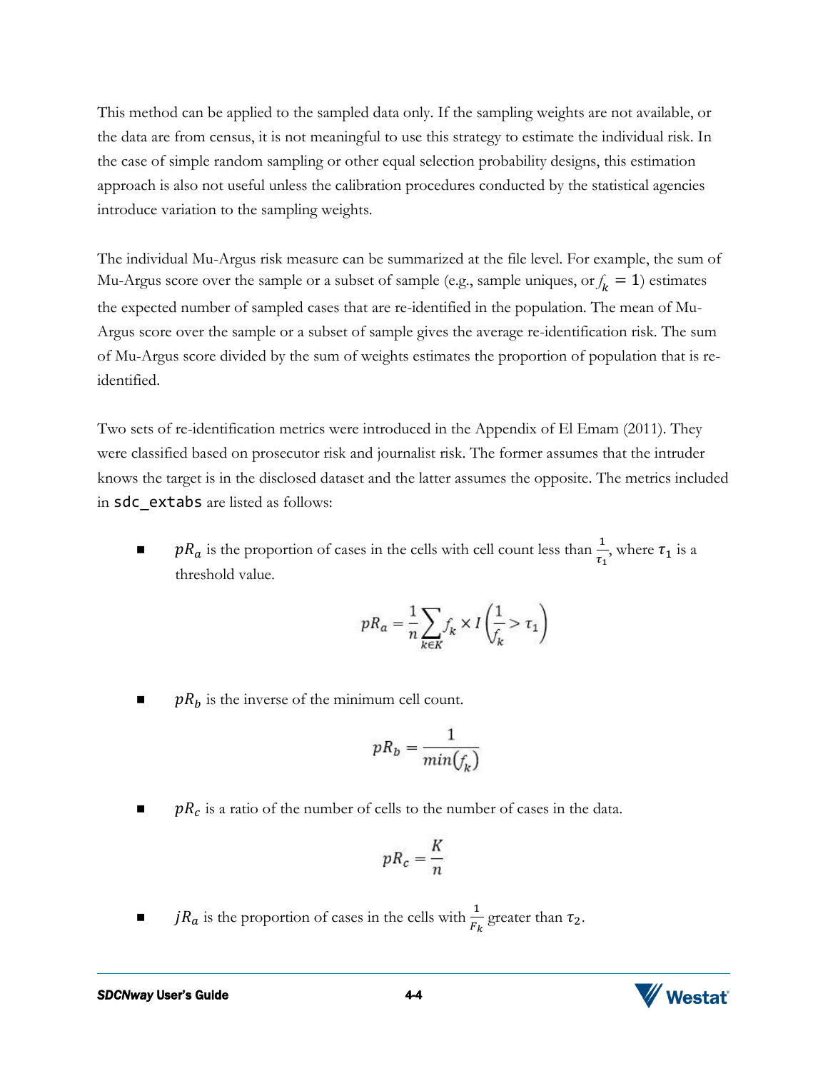This method can be applied to the sampled data only. If the sampling weights are not available, or the data are from census, it is not meaningful to use this strategy to estimate the individual risk. In the case of simple random sampling or other equal selection probability designs, this estimation approach is also not useful unless the calibration procedures conducted by the statistical agencies introduce variation to the sampling weights.

The individual Mu-Argus risk measure can be summarized at the file level. For example, the sum of Mu-Argus score over the sample or a subset of sample (e.g., sample uniques, or $f_k = 1$) estimates the expected number of sampled cases that are re-identified in the population. The mean of Mu-Argus score over the sample or a subset of sample gives the average re-identification risk. The sum of Mu-Argus score divided by the sum of weights estimates the proportion of population that is re-identified.

Two sets of re-identification metrics were introduced in the Appendix of El Emam (2011). They were classified based on prosecutor risk and journalist risk. The former assumes that the intruder knows the target is in the disclosed dataset and the latter assumes the opposite. The metrics included in `sdc_extabs` are listed as follows:

- $pR_a$ is the proportion of cases in the cells with cell count less than $\frac{1}{\tau_1}$, where $\tau_1$ is a threshold value.

$$pR_a = \frac{1}{n}\sum_{k \in K} f_k \times I\left(\frac{1}{f_k} > \tau_1\right)$$

- $pR_b$ is the inverse of the minimum cell count.

$$pR_b = \frac{1}{min(f_k)}$$

- $pR_c$ is a ratio of the number of cells to the number of cases in the data.

$$pR_c = \frac{K}{n}$$

- $jR_a$ is the proportion of cases in the cells with $\frac{1}{F_k}$ greater than $\tau_2$.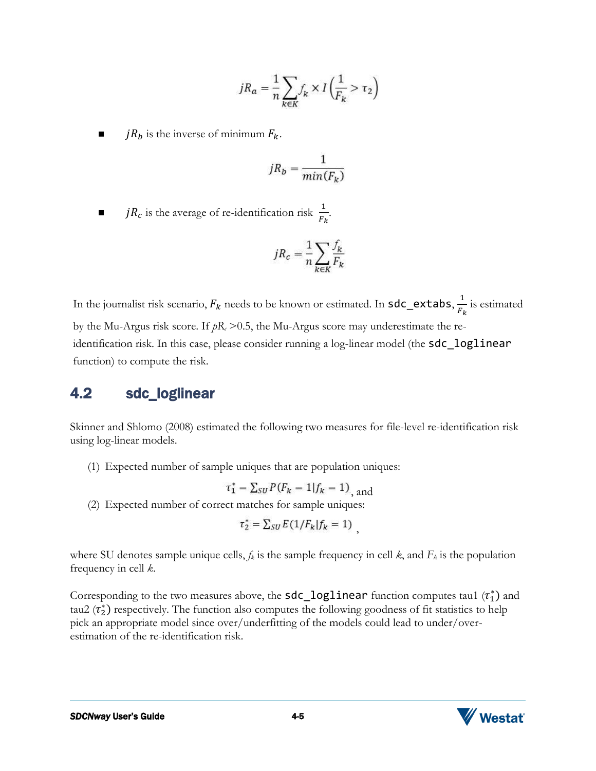$$jR_a = \frac{1}{n}\sum_{k \in K} f_k \times I\left(\frac{1}{F_k} > \tau_2\right)$$

- $jR_b$ is the inverse of minimum $F_k$.

$$jR_b = \frac{1}{min(F_k)}$$

- $jR_c$ is the average of re-identification risk $\frac{1}{F_k}$.

$$jR_c = \frac{1}{n}\sum_{k \in K} \frac{f_k}{F_k}$$

In the journalist risk scenario, $F_k$ needs to be known or estimated. In `sdc_extabs`, $\frac{1}{F_k}$ is estimated by the Mu-Argus risk score. If $pR_c$ >0.5, the Mu-Argus score may underestimate the re-identification risk. In this case, please consider running a log-linear model (the `sdc_loglinear` function) to compute the risk.

## 4.2 sdc_loglinear

Skinner and Shlomo (2008) estimated the following two measures for file-level re-identification risk using log-linear models.

(1) Expected number of sample uniques that are population uniques:

$$\tau_1^* = \sum_{SU} P(F_k = 1 | f_k = 1)$$, and

(2) Expected number of correct matches for sample uniques:

$$\tau_2^* = \sum_{SU} E(1/F_k | f_k = 1)$$,

where SU denotes sample unique cells, $f_k$ is the sample frequency in cell $k$, and $F_k$ is the population frequency in cell $k$.

Corresponding to the two measures above, the `sdc_loglinear` function computes tau1 ($\tau_1^*$) and tau2 ($\tau_2^*$) respectively. The function also computes the following goodness of fit statistics to help pick an appropriate model since over/underfitting of the models could lead to under/over-estimation of the re-identification risk.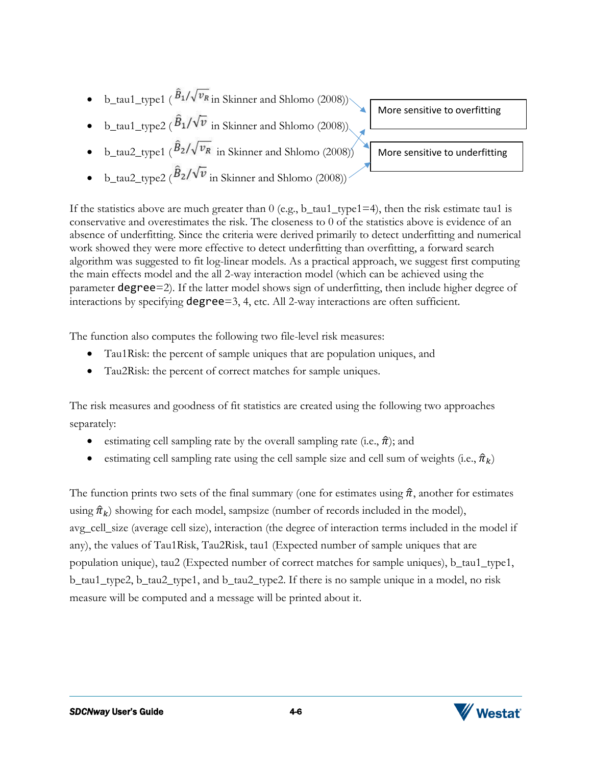- b_tau1_type1 ($\hat{B}_1/\sqrt{v_R}$ in Skinner and Shlomo (2008))
- b_tau1_type2 ($\hat{B}_1/\sqrt{v}$ in Skinner and Shlomo (2008))
- b_tau2_type1 ($\hat{B}_2/\sqrt{v_R}$ in Skinner and Shlomo (2008))
- b_tau2_type2 ($\hat{B}_2/\sqrt{v}$ in Skinner and Shlomo (2008))

More sensitive to overfitting

More sensitive to underfitting

If the statistics above are much greater than 0 (e.g., b_tau1_type1=4), then the risk estimate tau1 is conservative and overestimates the risk. The closeness to 0 of the statistics above is evidence of an absence of underfitting. Since the criteria were derived primarily to detect underfitting and numerical work showed they were more effective to detect underfitting than overfitting, a forward search algorithm was suggested to fit log-linear models. As a practical approach, we suggest first computing the main effects model and the all 2-way interaction model (which can be achieved using the parameter `degree`=2). If the latter model shows sign of underfitting, then include higher degree of interactions by specifying `degree`=3, 4, etc. All 2-way interactions are often sufficient.

The function also computes the following two file-level risk measures:

- Tau1Risk: the percent of sample uniques that are population uniques, and
- Tau2Risk: the percent of correct matches for sample uniques.

The risk measures and goodness of fit statistics are created using the following two approaches separately:

- estimating cell sampling rate by the overall sampling rate (i.e., $\hat{\pi}$); and
- estimating cell sampling rate using the cell sample size and cell sum of weights (i.e., $\hat{\pi}_k$)

The function prints two sets of the final summary (one for estimates using $\hat{\pi}$, another for estimates using $\hat{\pi}_k$) showing for each model, sampsize (number of records included in the model), avg_cell_size (average cell size), interaction (the degree of interaction terms included in the model if any), the values of Tau1Risk, Tau2Risk, tau1 (Expected number of sample uniques that are population unique), tau2 (Expected number of correct matches for sample uniques), b_tau1_type1, b_tau1_type2, b_tau2_type1, and b_tau2_type2. If there is no sample unique in a model, no risk measure will be computed and a message will be printed about it.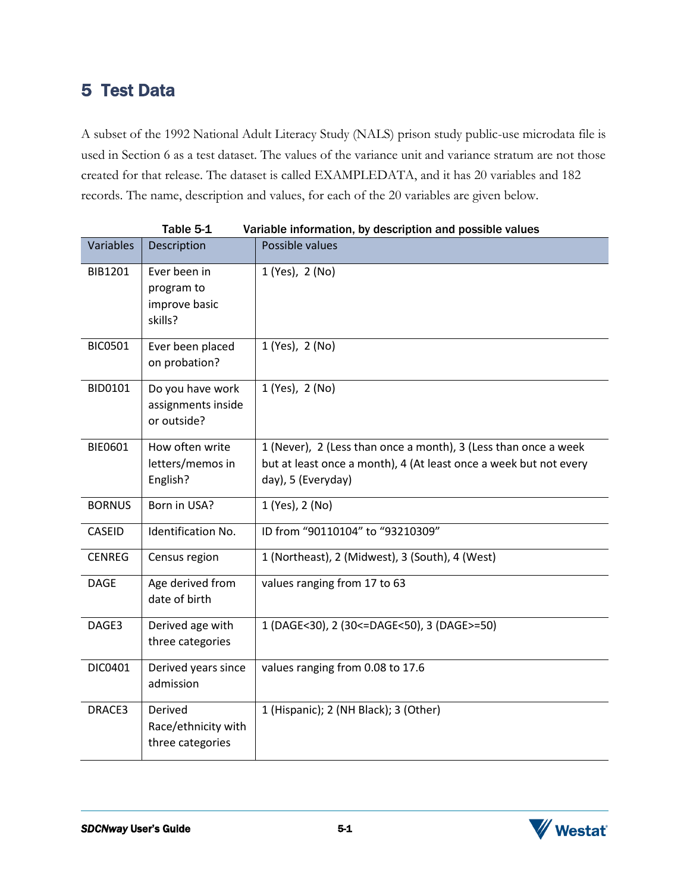# 5 Test Data

A subset of the 1992 National Adult Literacy Study (NALS) prison study public-use microdata file is used in Section 6 as a test dataset. The values of the variance unit and variance stratum are not those created for that release. The dataset is called EXAMPLEDATA, and it has 20 variables and 182 records. The name, description and values, for each of the 20 variables are given below.

Table 5-1 Variable information, by description and possible values

| Variables | Description | Possible values |
|---|---|---|
| BIB1201 | Ever been in program to improve basic skills? | 1 (Yes), 2 (No) |
| BIC0501 | Ever been placed on probation? | 1 (Yes), 2 (No) |
| BID0101 | Do you have work assignments inside or outside? | 1 (Yes), 2 (No) |
| BIE0601 | How often write letters/memos in English? | 1 (Never), 2 (Less than once a month), 3 (Less than once a week but at least once a month), 4 (At least once a week but not every day), 5 (Everyday) |
| BORNUS | Born in USA? | 1 (Yes), 2 (No) |
| CASEID | Identification No. | ID from "90110104" to "93210309" |
| CENREG | Census region | 1 (Northeast), 2 (Midwest), 3 (South), 4 (West) |
| DAGE | Age derived from date of birth | values ranging from 17 to 63 |
| DAGE3 | Derived age with three categories | 1 (DAGE<30), 2 (30<=DAGE<50), 3 (DAGE>=50) |
| DIC0401 | Derived years since admission | values ranging from 0.08 to 17.6 |
| DRACE3 | Derived Race/ethnicity with three categories | 1 (Hispanic); 2 (NH Black); 3 (Other) |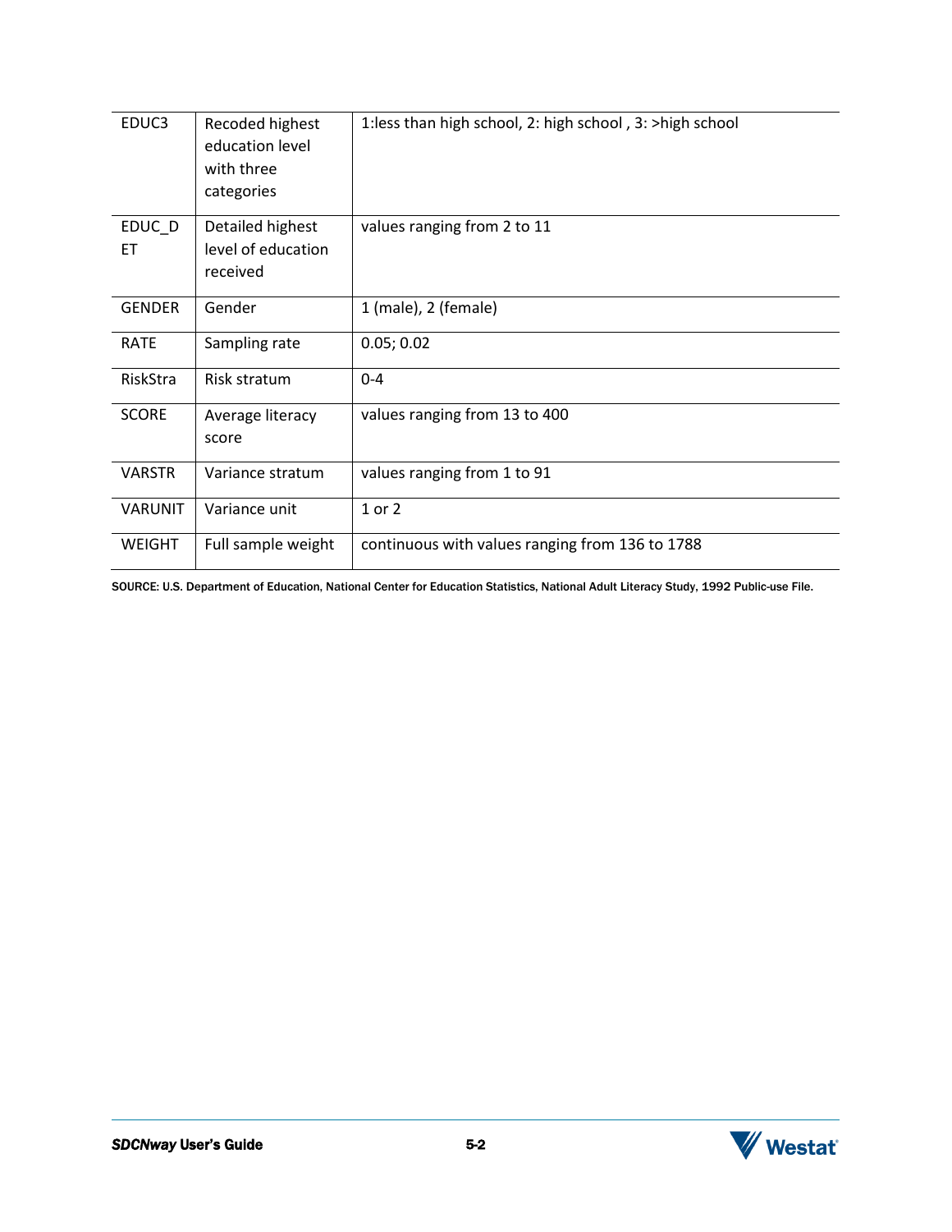| EDUC3 | Recoded highest education level with three categories | 1:less than high school, 2: high school , 3: >high school |
|---|---|---|
| EDUC_DET | Detailed highest level of education received | values ranging from 2 to 11 |
| GENDER | Gender | 1 (male), 2 (female) |
| RATE | Sampling rate | 0.05; 0.02 |
| RiskStra | Risk stratum | 0-4 |
| SCORE | Average literacy score | values ranging from 13 to 400 |
| VARSTR | Variance stratum | values ranging from 1 to 91 |
| VARUNIT | Variance unit | 1 or 2 |
| WEIGHT | Full sample weight | continuous with values ranging from 136 to 1788 |

SOURCE: U.S. Department of Education, National Center for Education Statistics, National Adult Literacy Study, 1992 Public-use File.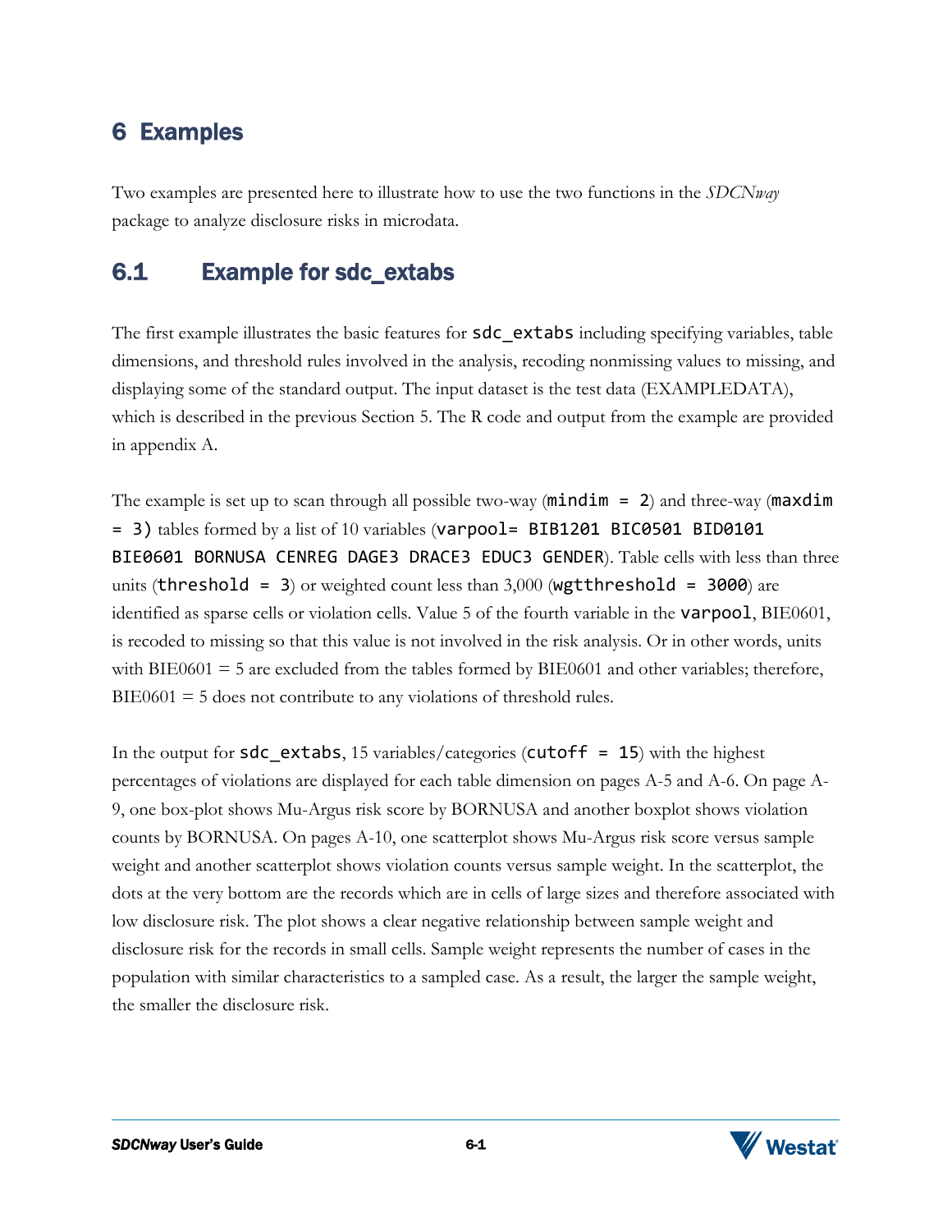# 6 Examples

Two examples are presented here to illustrate how to use the two functions in the *SDCNway* package to analyze disclosure risks in microdata.

## 6.1 Example for sdc_extabs

The first example illustrates the basic features for `sdc_extabs` including specifying variables, table dimensions, and threshold rules involved in the analysis, recoding nonmissing values to missing, and displaying some of the standard output. The input dataset is the test data (EXAMPLEDATA), which is described in the previous Section 5. The R code and output from the example are provided in appendix A.

The example is set up to scan through all possible two-way (`mindim = 2`) and three-way (`maxdim = 3)` tables formed by a list of 10 variables (`varpool= BIB1201 BIC0501 BID0101 BIE0601 BORNUSA CENREG DAGE3 DRACE3 EDUC3 GENDER`). Table cells with less than three units (`threshold = 3`) or weighted count less than 3,000 (`wgtthreshold = 3000`) are identified as sparse cells or violation cells. Value 5 of the fourth variable in the `varpool`, BIE0601, is recoded to missing so that this value is not involved in the risk analysis. Or in other words, units with BIE0601 = 5 are excluded from the tables formed by BIE0601 and other variables; therefore, BIE0601 = 5 does not contribute to any violations of threshold rules.

In the output for `sdc_extabs`, 15 variables/categories (`cutoff = 15`) with the highest percentages of violations are displayed for each table dimension on pages A-5 and A-6. On page A-9, one box-plot shows Mu-Argus risk score by BORNUSA and another boxplot shows violation counts by BORNUSA. On pages A-10, one scatterplot shows Mu-Argus risk score versus sample weight and another scatterplot shows violation counts versus sample weight. In the scatterplot, the dots at the very bottom are the records which are in cells of large sizes and therefore associated with low disclosure risk. The plot shows a clear negative relationship between sample weight and disclosure risk for the records in small cells. Sample weight represents the number of cases in the population with similar characteristics to a sampled case. As a result, the larger the sample weight, the smaller the disclosure risk.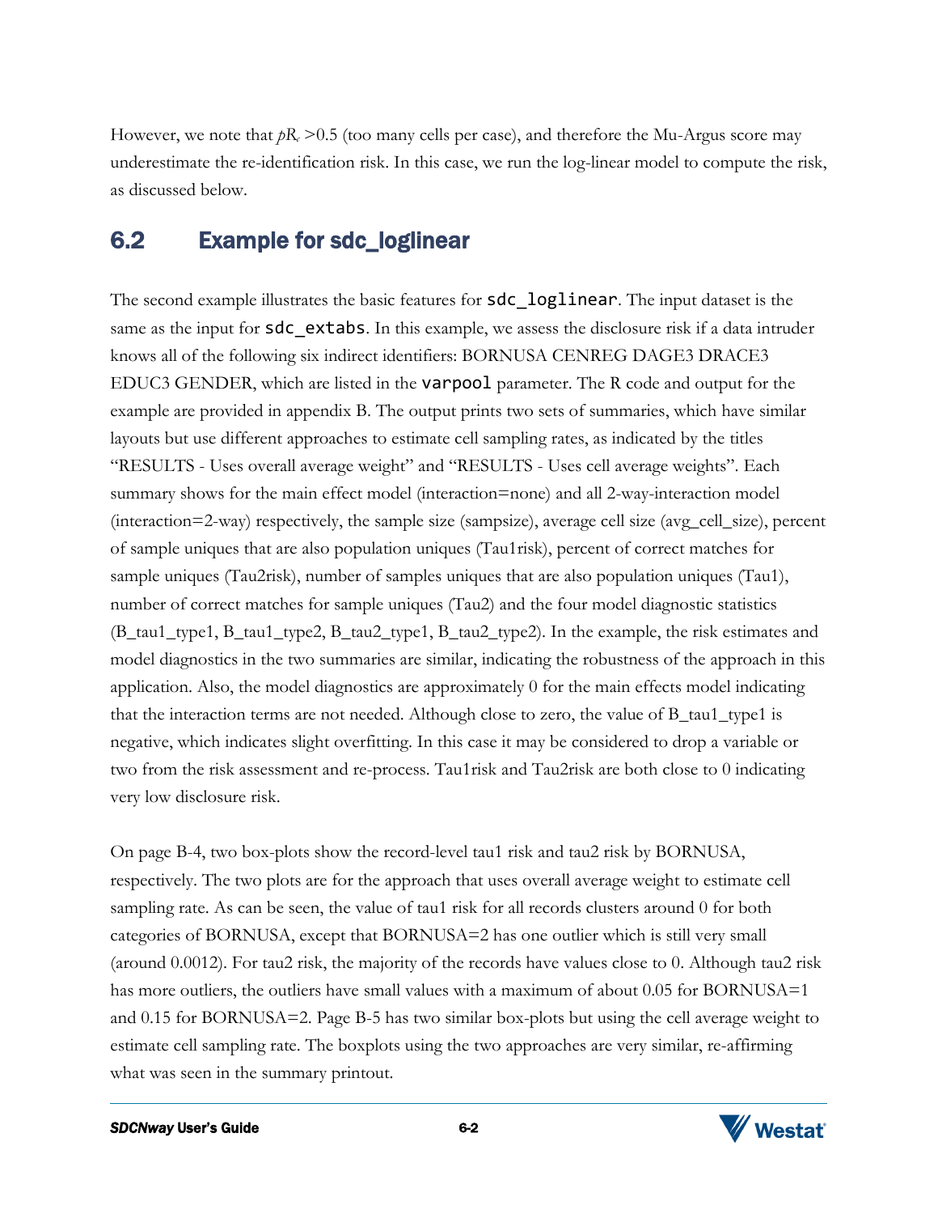However, we note that $pR_c > 0.5$ (too many cells per case), and therefore the Mu-Argus score may underestimate the re-identification risk. In this case, we run the log-linear model to compute the risk, as discussed below.

## 6.2 Example for sdc_loglinear

The second example illustrates the basic features for `sdc_loglinear`. The input dataset is the same as the input for `sdc_extabs`. In this example, we assess the disclosure risk if a data intruder knows all of the following six indirect identifiers: BORNUSA CENREG DAGE3 DRACE3 EDUC3 GENDER, which are listed in the `varpool` parameter. The R code and output for the example are provided in appendix B. The output prints two sets of summaries, which have similar layouts but use different approaches to estimate cell sampling rates, as indicated by the titles "RESULTS - Uses overall average weight" and "RESULTS - Uses cell average weights". Each summary shows for the main effect model (interaction=none) and all 2-way-interaction model (interaction=2-way) respectively, the sample size (sampsize), average cell size (avg_cell_size), percent of sample uniques that are also population uniques (Tau1risk), percent of correct matches for sample uniques (Tau2risk), number of samples uniques that are also population uniques (Tau1), number of correct matches for sample uniques (Tau2) and the four model diagnostic statistics (B_tau1_type1, B_tau1_type2, B_tau2_type1, B_tau2_type2). In the example, the risk estimates and model diagnostics in the two summaries are similar, indicating the robustness of the approach in this application. Also, the model diagnostics are approximately 0 for the main effects model indicating that the interaction terms are not needed. Although close to zero, the value of B_tau1_type1 is negative, which indicates slight overfitting. In this case it may be considered to drop a variable or two from the risk assessment and re-process. Tau1risk and Tau2risk are both close to 0 indicating very low disclosure risk.

On page B-4, two box-plots show the record-level tau1 risk and tau2 risk by BORNUSA, respectively. The two plots are for the approach that uses overall average weight to estimate cell sampling rate. As can be seen, the value of tau1 risk for all records clusters around 0 for both categories of BORNUSA, except that BORNUSA=2 has one outlier which is still very small (around 0.0012). For tau2 risk, the majority of the records have values close to 0. Although tau2 risk has more outliers, the outliers have small values with a maximum of about 0.05 for BORNUSA=1 and 0.15 for BORNUSA=2. Page B-5 has two similar box-plots but using the cell average weight to estimate cell sampling rate. The boxplots using the two approaches are very similar, re-affirming what was seen in the summary printout.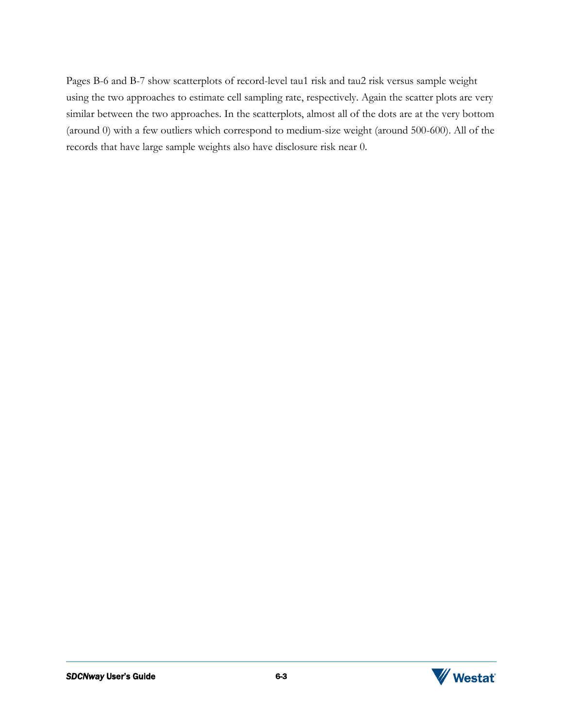Pages B-6 and B-7 show scatterplots of record-level tau1 risk and tau2 risk versus sample weight using the two approaches to estimate cell sampling rate, respectively. Again the scatter plots are very similar between the two approaches. In the scatterplots, almost all of the dots are at the very bottom (around 0) with a few outliers which correspond to medium-size weight (around 500-600). All of the records that have large sample weights also have disclosure risk near 0.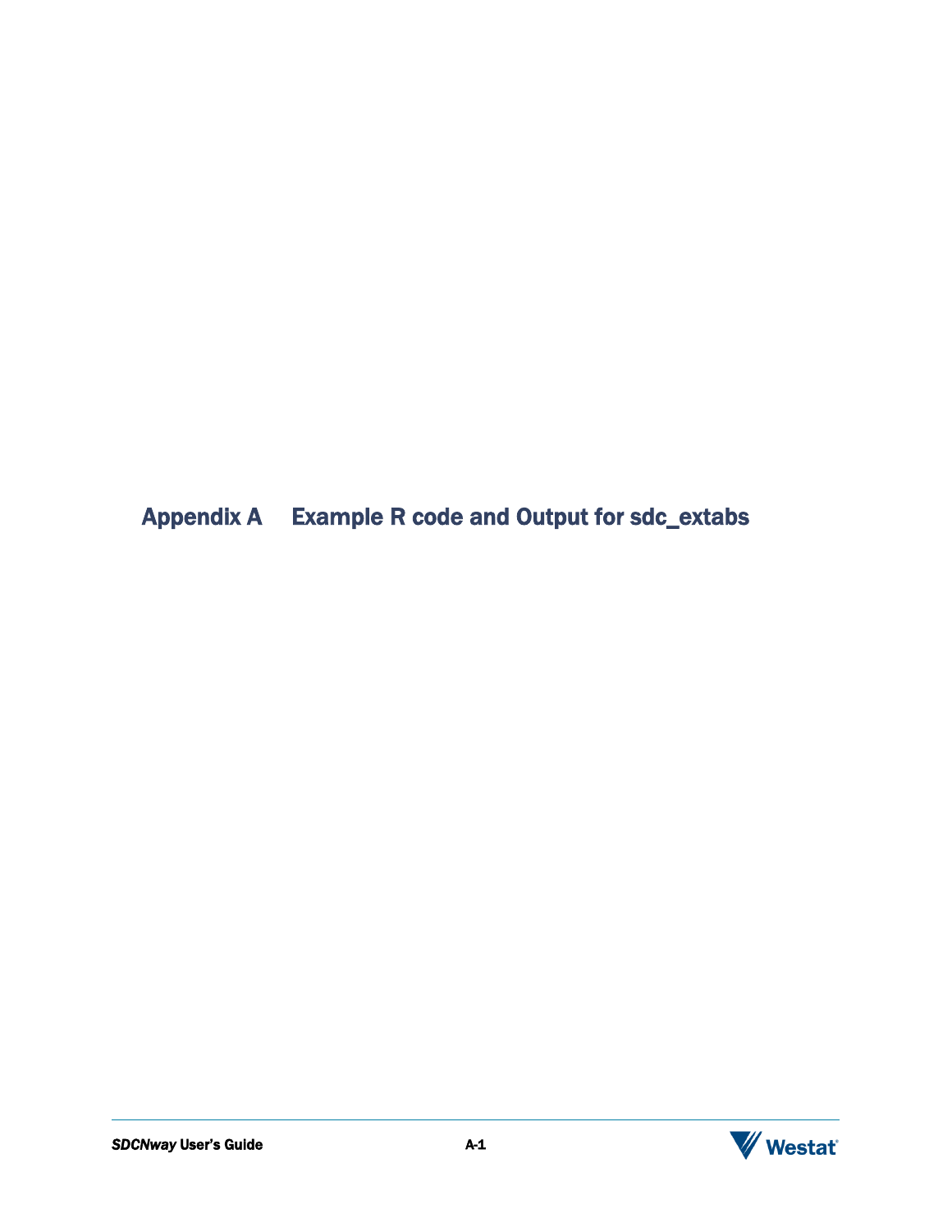# Appendix A Example R code and Output for sdc_extabs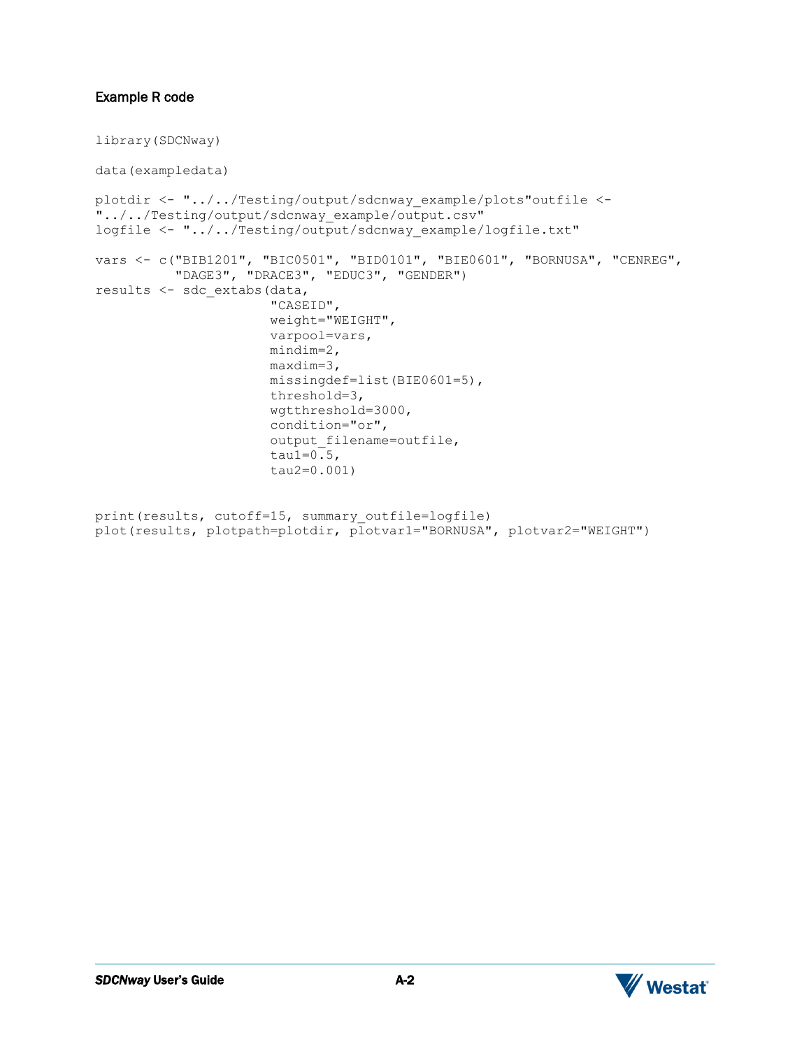### Example R code

```
library(SDCNway)

data(exampledata)

plotdir <- "../../Testing/output/sdcnway_example/plots"outfile <-
"../../Testing/output/sdcnway_example/output.csv"
logfile <- "../../Testing/output/sdcnway_example/logfile.txt"

vars <- c("BIB1201", "BIC0501", "BID0101", "BIE0601", "BORNUSA", "CENREG",
          "DAGE3", "DRACE3", "EDUC3", "GENDER")
results <- sdc_extabs(data,
                      "CASEID",
                      weight="WEIGHT",
                      varpool=vars,
                      mindim=2,
                      maxdim=3,
                      missingdef=list(BIE0601=5),
                      threshold=3,
                      wgtthreshold=3000,
                      condition="or",
                      output_filename=outfile,
                      tau1=0.5,
                      tau2=0.001)


print(results, cutoff=15, summary_outfile=logfile)
plot(results, plotpath=plotdir, plotvar1="BORNUSA", plotvar2="WEIGHT")
```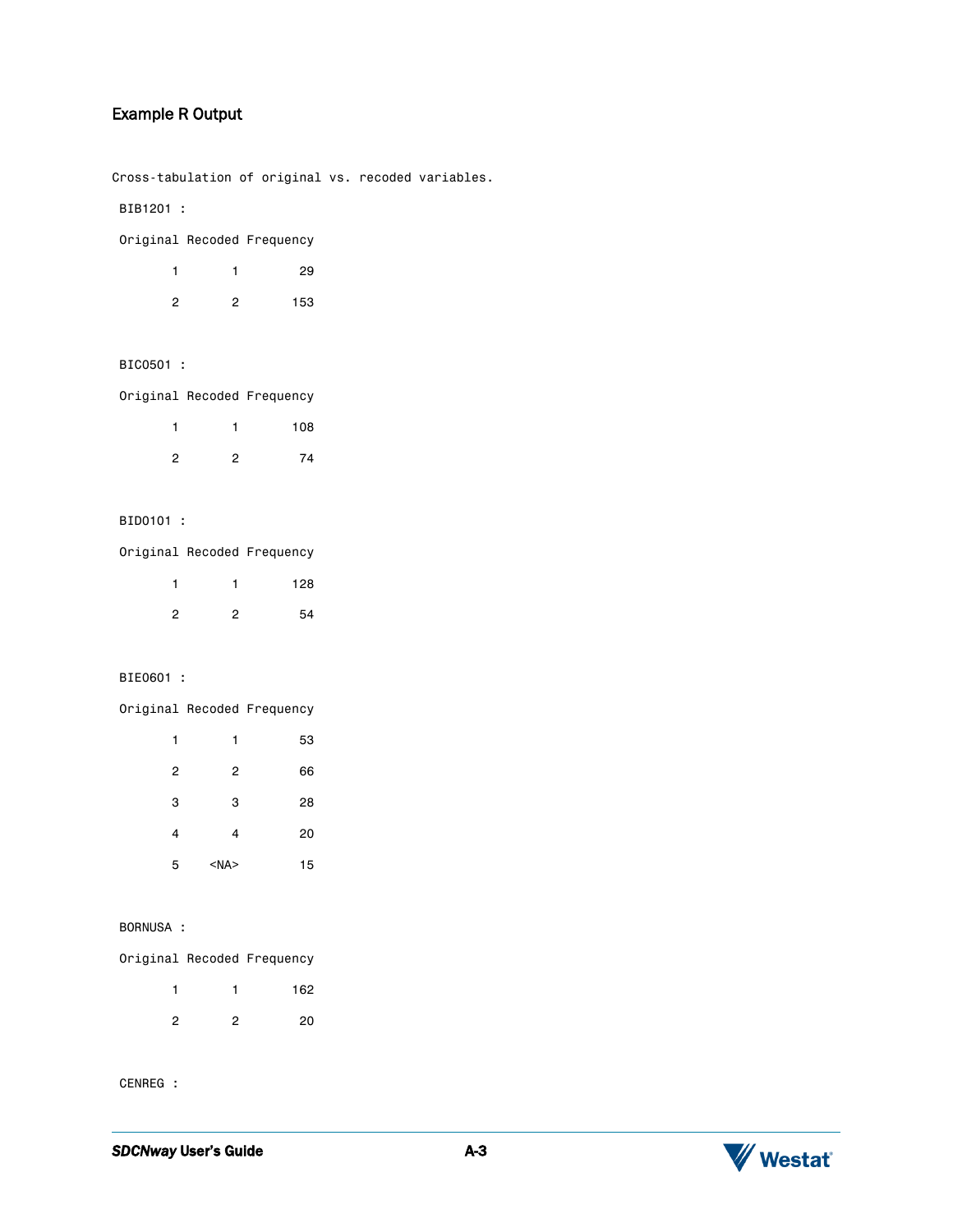### Example R Output

```
Cross-tabulation of original vs. recoded variables.

 BIB1201 :

 Original Recoded Frequency

        1       1        29

        2       2       153


 BIC0501 :

 Original Recoded Frequency

        1       1       108

        2       2        74


 BID0101 :

 Original Recoded Frequency

        1       1       128

        2       2        54


 BIE0601 :

 Original Recoded Frequency

        1       1        53

        2       2        66

        3       3        28

        4       4        20

        5    <NA>        15


 BORNUSA :

 Original Recoded Frequency

        1       1       162

        2       2        20


 CENREG :
```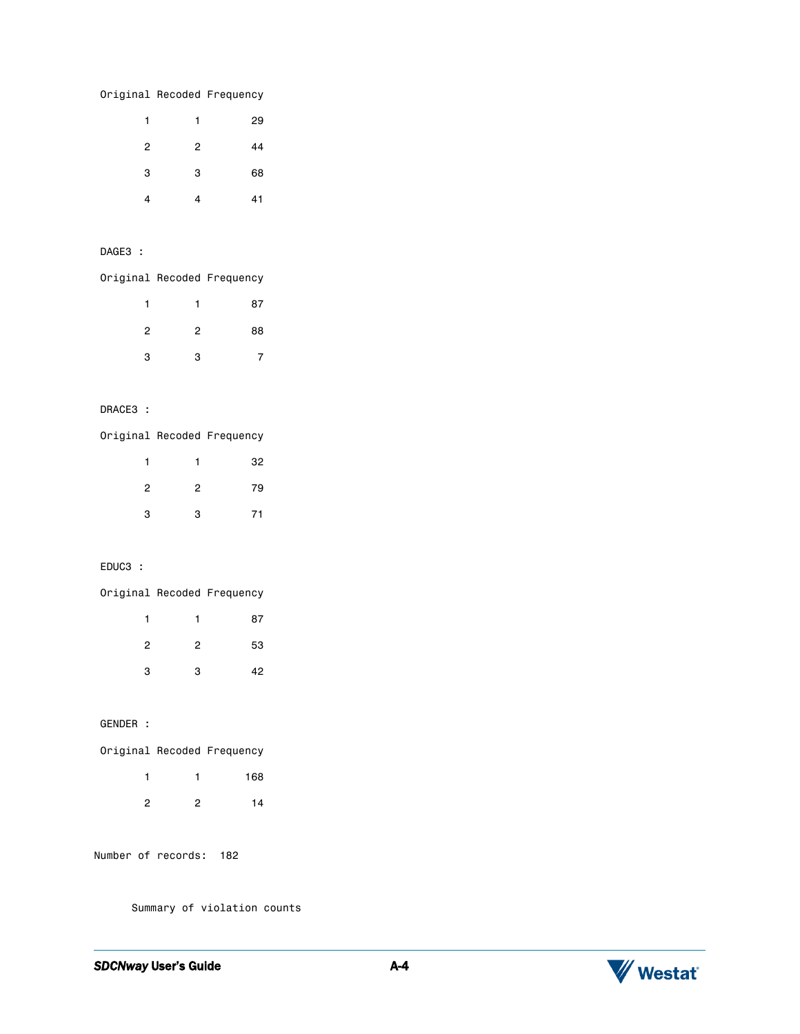```
Original Recoded Frequency

       1       1        29

       2       2        44

       3       3        68

       4       4        41


DAGE3 :

Original Recoded Frequency

       1       1        87

       2       2        88

       3       3         7


DRACE3 :

Original Recoded Frequency

       1       1        32

       2       2        79

       3       3        71


EDUC3 :

Original Recoded Frequency

       1       1        87

       2       2        53

       3       3        42


GENDER :

Original Recoded Frequency

       1       1       168

       2       2        14


Number of records:  182


      Summary of violation counts
```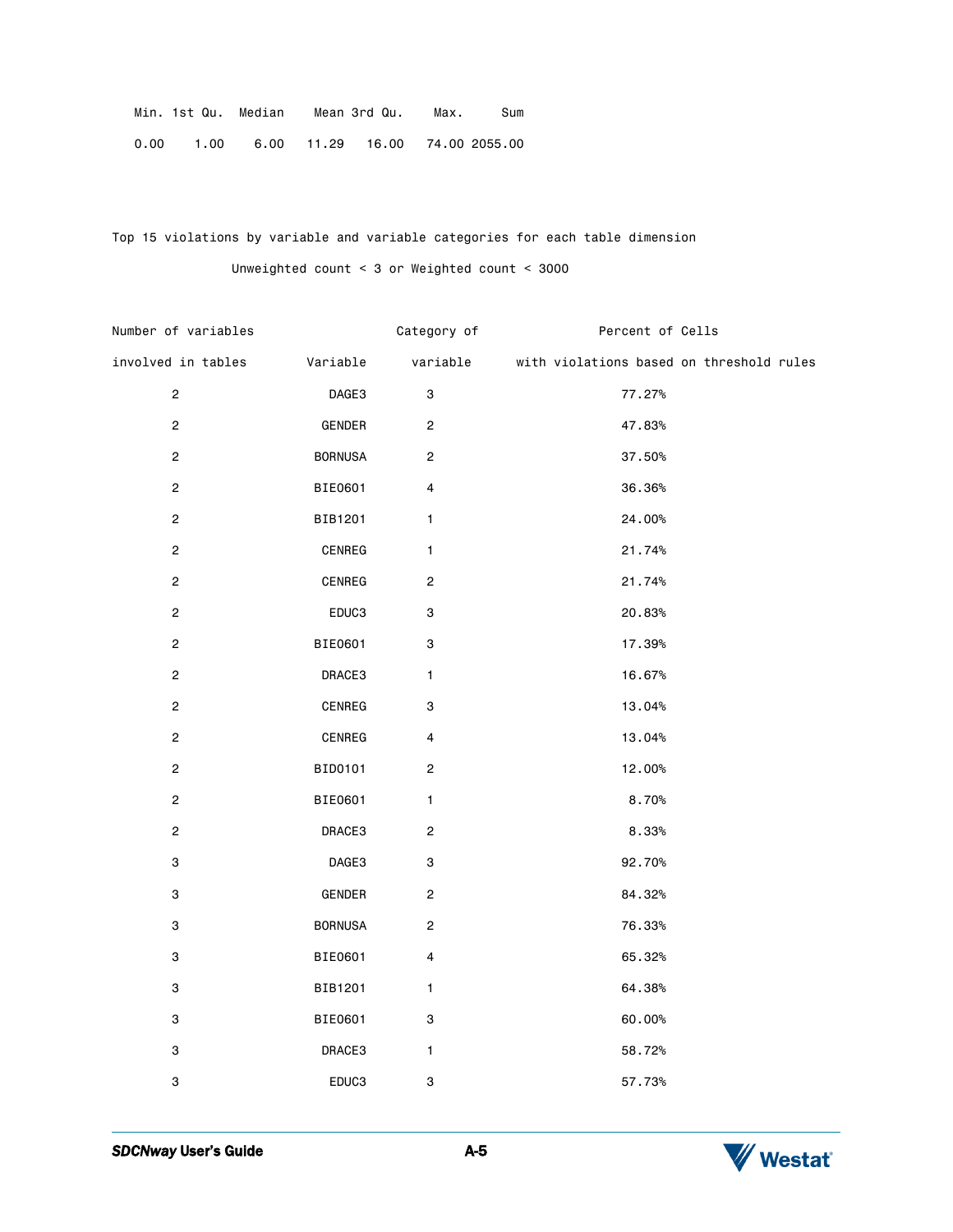| Min. | 1st Qu. | Median | Mean | 3rd Qu. | Max. | Sum |
|---|---|---|---|---|---|---|
| 0.00 | 1.00 | 6.00 | 11.29 | 16.00 | 74.00 | 2055.00 |

Top 15 violations by variable and variable categories for each table dimension

Unweighted count < 3 or Weighted count < 3000

| Number of variables involved in tables | Variable | Category of variable | Percent of Cells with violations based on threshold rules |
|---|---|---|---|
| 2 | DAGE3 | 3 | 77.27% |
| 2 | GENDER | 2 | 47.83% |
| 2 | BORNUSA | 2 | 37.50% |
| 2 | BIE0601 | 4 | 36.36% |
| 2 | BIB1201 | 1 | 24.00% |
| 2 | CENREG | 1 | 21.74% |
| 2 | CENREG | 2 | 21.74% |
| 2 | EDUC3 | 3 | 20.83% |
| 2 | BIE0601 | 3 | 17.39% |
| 2 | DRACE3 | 1 | 16.67% |
| 2 | CENREG | 3 | 13.04% |
| 2 | CENREG | 4 | 13.04% |
| 2 | BID0101 | 2 | 12.00% |
| 2 | BIE0601 | 1 | 8.70% |
| 2 | DRACE3 | 2 | 8.33% |
| 3 | DAGE3 | 3 | 92.70% |
| 3 | GENDER | 2 | 84.32% |
| 3 | BORNUSA | 2 | 76.33% |
| 3 | BIE0601 | 4 | 65.32% |
| 3 | BIB1201 | 1 | 64.38% |
| 3 | BIE0601 | 3 | 60.00% |
| 3 | DRACE3 | 1 | 58.72% |
| 3 | EDUC3 | 3 | 57.73% |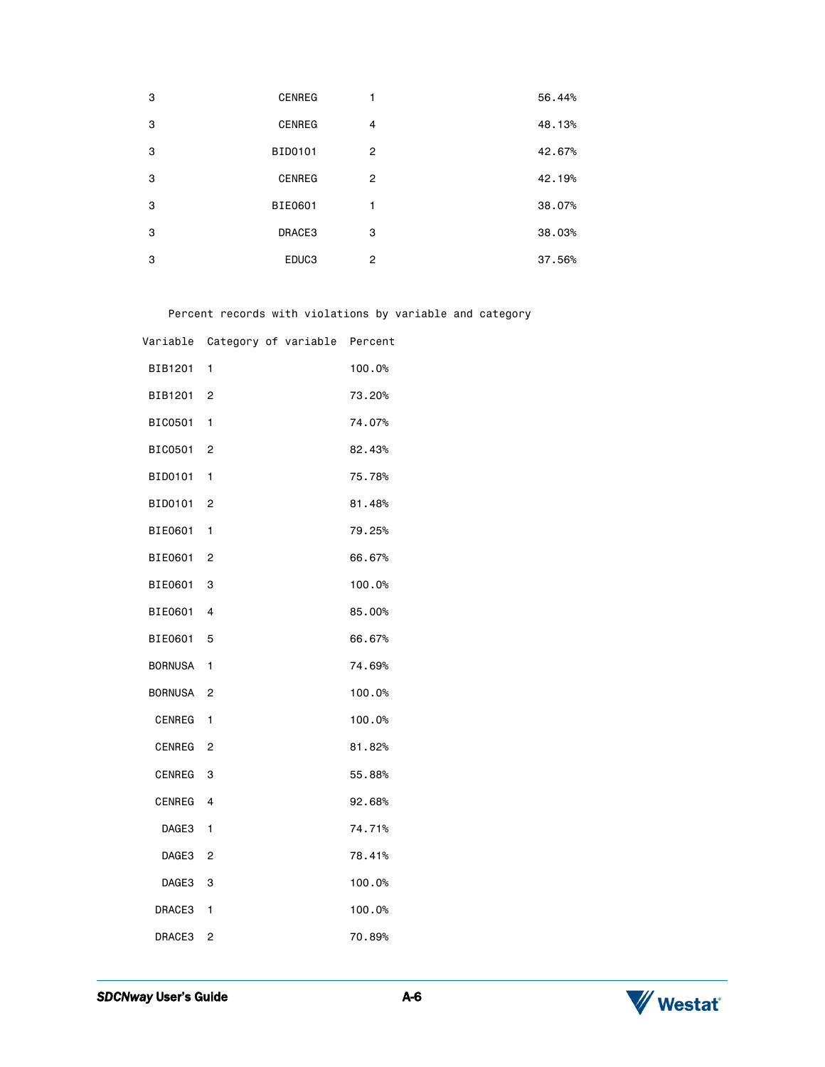| | | | |
|---|---|---|---|
| 3 | CENREG | 1 | 56.44% |
| 3 | CENREG | 4 | 48.13% |
| 3 | BID0101 | 2 | 42.67% |
| 3 | CENREG | 2 | 42.19% |
| 3 | BIE0601 | 1 | 38.07% |
| 3 | DRACE3 | 3 | 38.03% |
| 3 | EDUC3 | 2 | 37.56% |

Percent records with violations by variable and category

| Variable | Category of variable | Percent |
|---|---|---|
| BIB1201 | 1 | 100.0% |
| BIB1201 | 2 | 73.20% |
| BIC0501 | 1 | 74.07% |
| BIC0501 | 2 | 82.43% |
| BID0101 | 1 | 75.78% |
| BID0101 | 2 | 81.48% |
| BIE0601 | 1 | 79.25% |
| BIE0601 | 2 | 66.67% |
| BIE0601 | 3 | 100.0% |
| BIE0601 | 4 | 85.00% |
| BIE0601 | 5 | 66.67% |
| BORNUSA | 1 | 74.69% |
| BORNUSA | 2 | 100.0% |
| CENREG | 1 | 100.0% |
| CENREG | 2 | 81.82% |
| CENREG | 3 | 55.88% |
| CENREG | 4 | 92.68% |
| DAGE3 | 1 | 74.71% |
| DAGE3 | 2 | 78.41% |
| DAGE3 | 3 | 100.0% |
| DRACE3 | 1 | 100.0% |
| DRACE3 | 2 | 70.89% |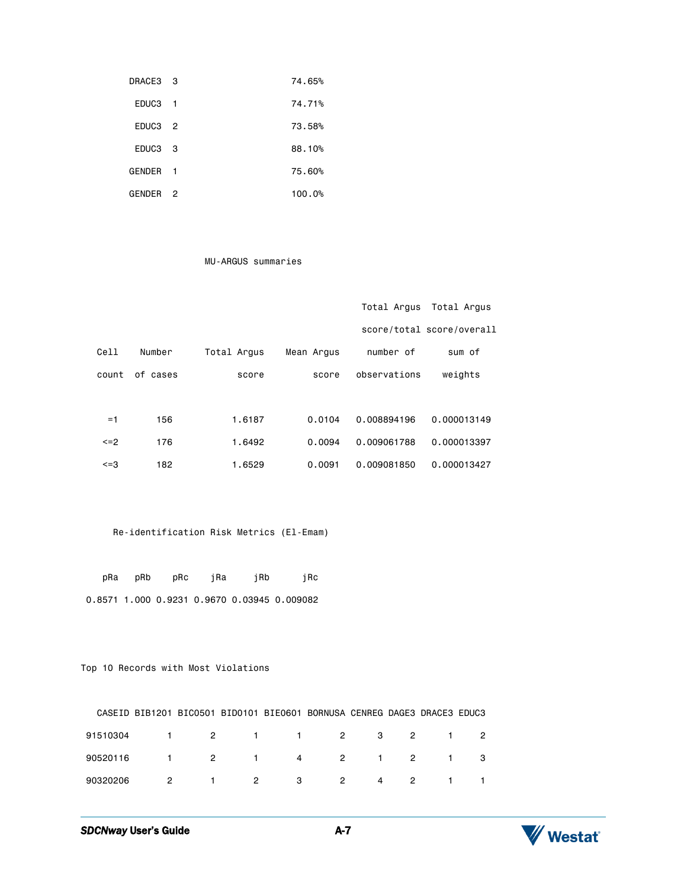| | | |
|---|---|---|
| DRACE3 | 3 | 74.65% |
| EDUC3 | 1 | 74.71% |
| EDUC3 | 2 | 73.58% |
| EDUC3 | 3 | 88.10% |
| GENDER | 1 | 75.60% |
| GENDER | 2 | 100.0% |

MU-ARGUS summaries

| Cell count | Number of cases | Total Argus score | Mean Argus score | Total Argus score/total number of observations | Total Argus score/overall sum of weights |
|---|---|---|---|---|---|
| =1 | 156 | 1.6187 | 0.0104 | 0.008894196 | 0.000013149 |
| <=2 | 176 | 1.6492 | 0.0094 | 0.009061788 | 0.000013397 |
| <=3 | 182 | 1.6529 | 0.0091 | 0.009081850 | 0.000013427 |

Re-identification Risk Metrics (El-Emam)

| pRa | pRb | pRc | jRa | jRb | jRc |
|---|---|---|---|---|---|
| 0.8571 | 1.000 | 0.9231 | 0.9670 | 0.03945 | 0.009082 |

Top 10 Records with Most Violations

| CASEID | BIB1201 | BIC0501 | BID0101 | BIE0601 | BORNUSA | CENREG | DAGE3 | DRACE3 | EDUC3 |
|---|---|---|---|---|---|---|---|---|---|
| 91510304 | 1 | 2 | 1 | 1 | 2 | 3 | 2 | 1 | 2 |
| 90520116 | 1 | 2 | 1 | 4 | 2 | 1 | 2 | 1 | 3 |
| 90320206 | 2 | 1 | 2 | 3 | 2 | 4 | 2 | 1 | 1 |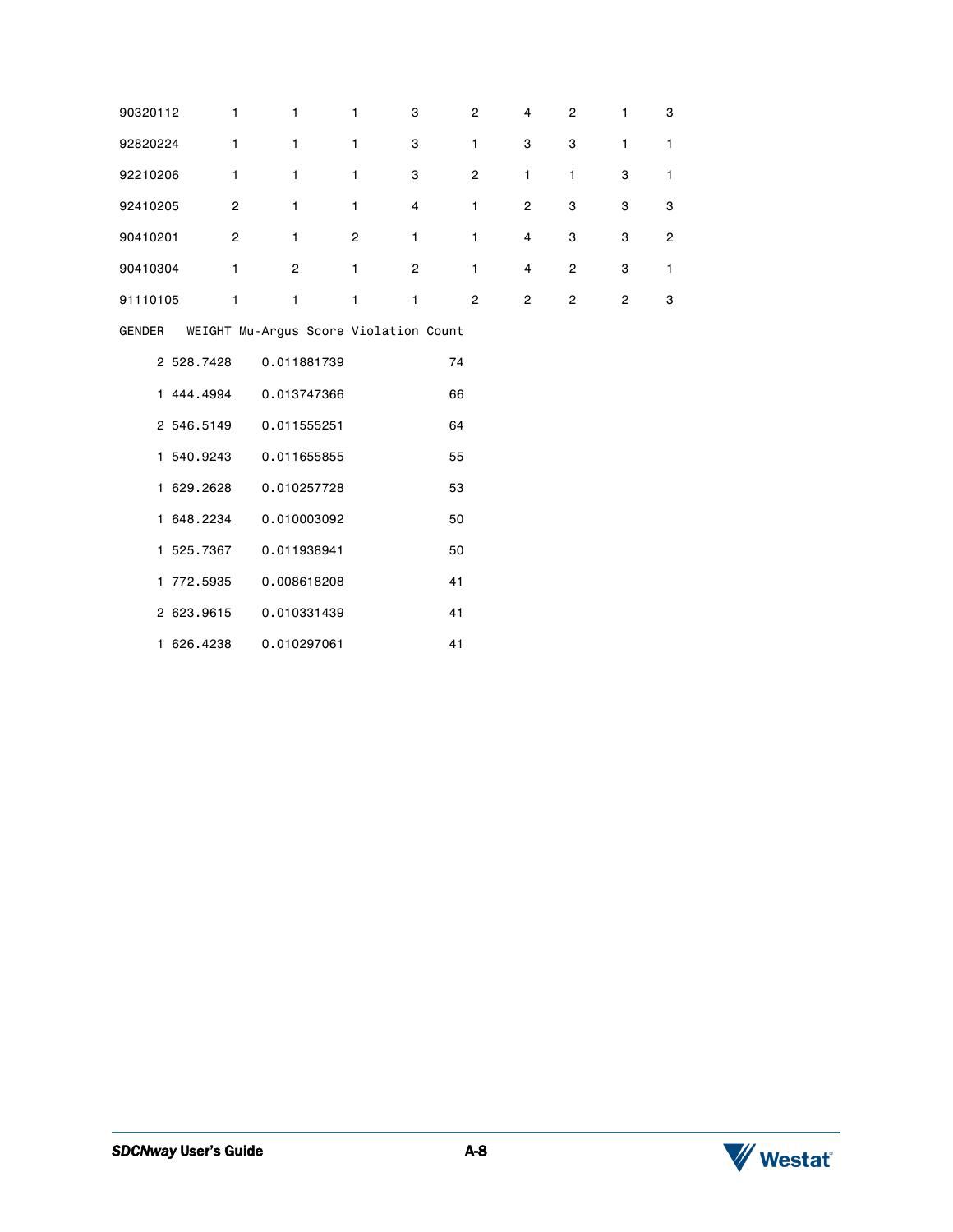| | | | | | | | | | |
|---|---|---|---|---|---|---|---|---|---|
| 90320112 | 1 | 1 | 1 | 3 | 2 | 4 | 2 | 1 | 3 |
| 92820224 | 1 | 1 | 1 | 3 | 1 | 3 | 3 | 1 | 1 |
| 92210206 | 1 | 1 | 1 | 3 | 2 | 1 | 1 | 3 | 1 |
| 92410205 | 2 | 1 | 1 | 4 | 1 | 2 | 3 | 3 | 3 |
| 90410201 | 2 | 1 | 2 | 1 | 1 | 4 | 3 | 3 | 2 |
| 90410304 | 1 | 2 | 1 | 2 | 1 | 4 | 2 | 3 | 1 |
| 91110105 | 1 | 1 | 1 | 1 | 2 | 2 | 2 | 2 | 3 |

| GENDER | WEIGHT | Mu-Argus Score | Violation Count |
|---|---|---|---|
| 2 | 528.7428 | 0.011881739 | 74 |
| 1 | 444.4994 | 0.013747366 | 66 |
| 2 | 546.5149 | 0.011555251 | 64 |
| 1 | 540.9243 | 0.011655855 | 55 |
| 1 | 629.2628 | 0.010257728 | 53 |
| 1 | 648.2234 | 0.010003092 | 50 |
| 1 | 525.7367 | 0.011938941 | 50 |
| 1 | 772.5935 | 0.008618208 | 41 |
| 2 | 623.9615 | 0.010331439 | 41 |
| 1 | 626.4238 | 0.010297061 | 41 |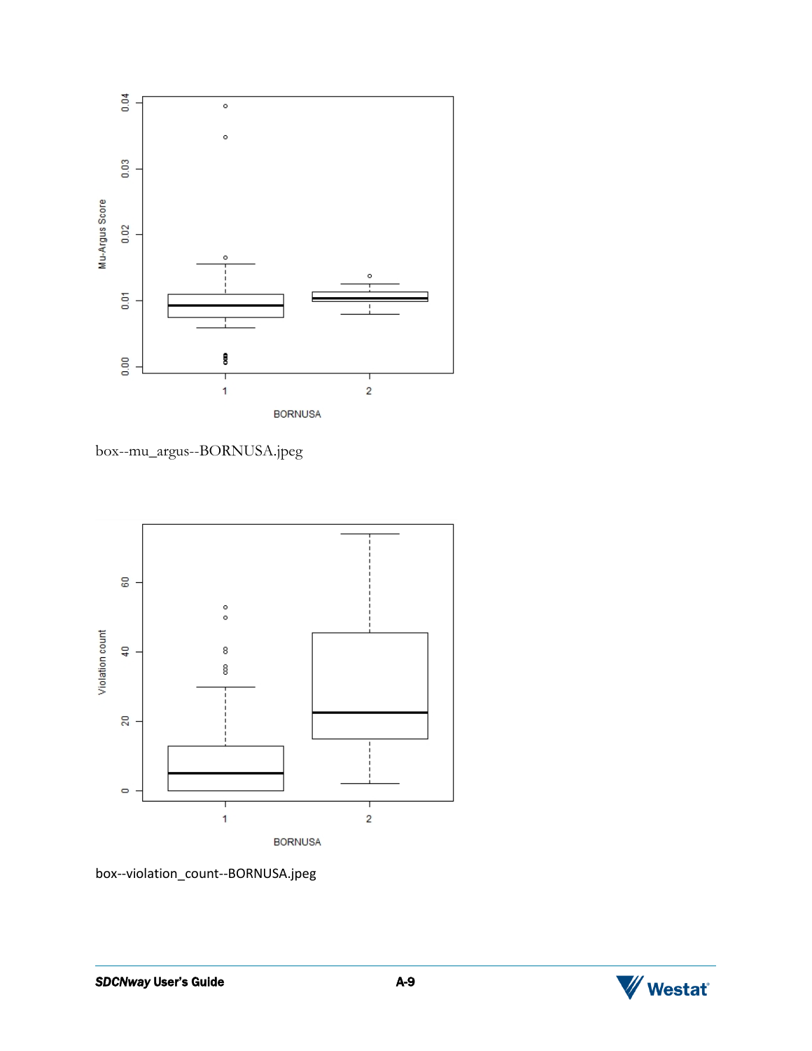box--mu_argus--BORNUSA.jpeg

box--violation_count--BORNUSA.jpeg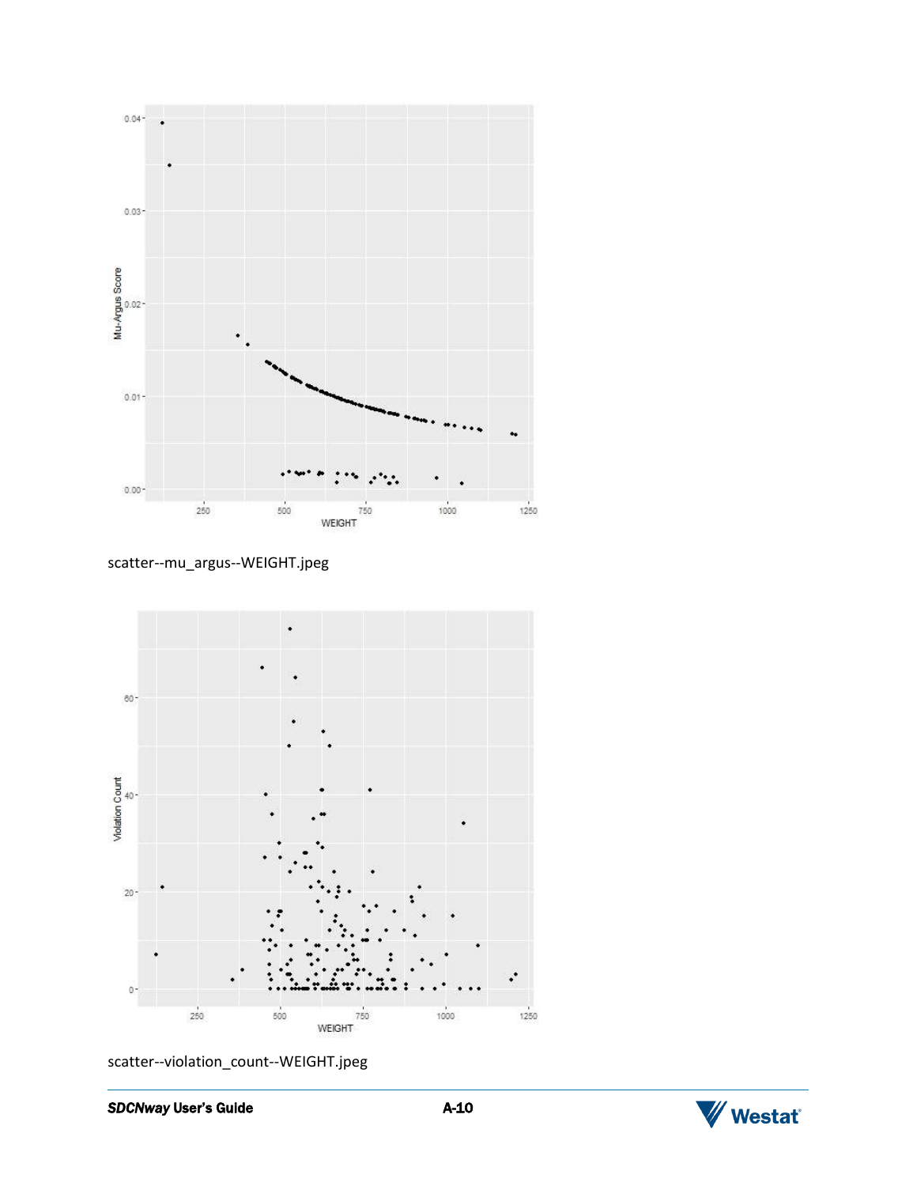scatter--mu_argus--WEIGHT.jpeg

scatter--violation_count--WEIGHT.jpeg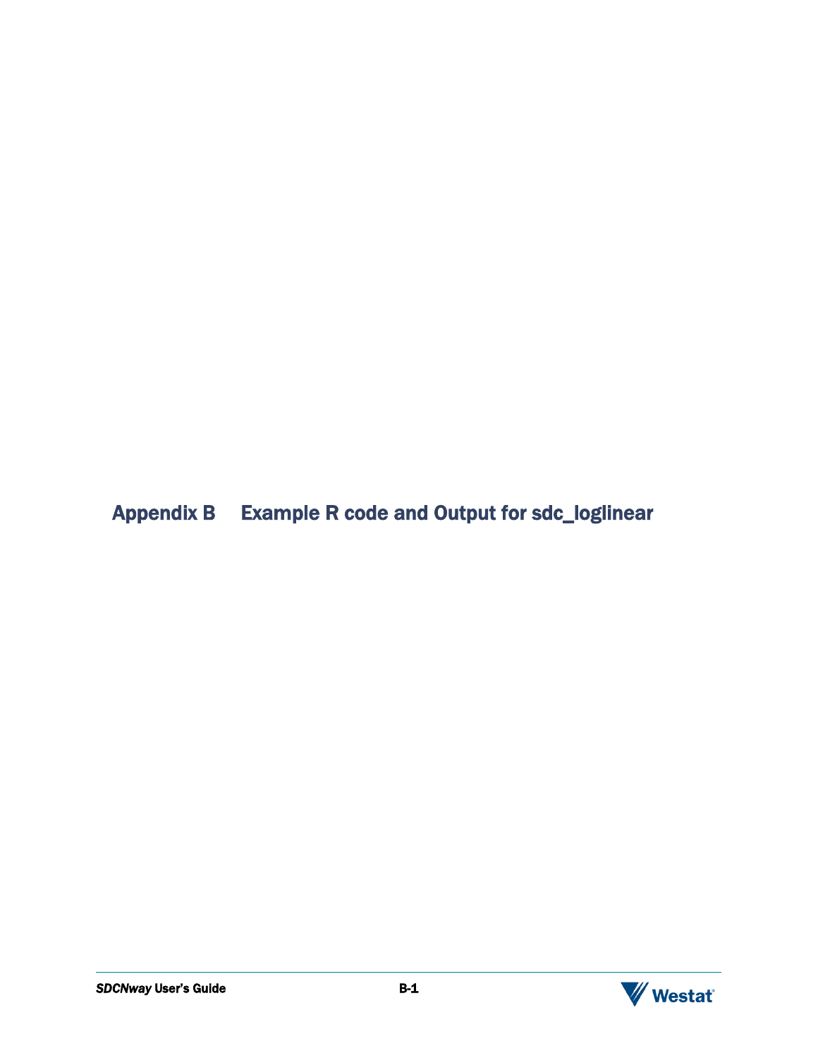# Appendix B Example R code and Output for sdc_loglinear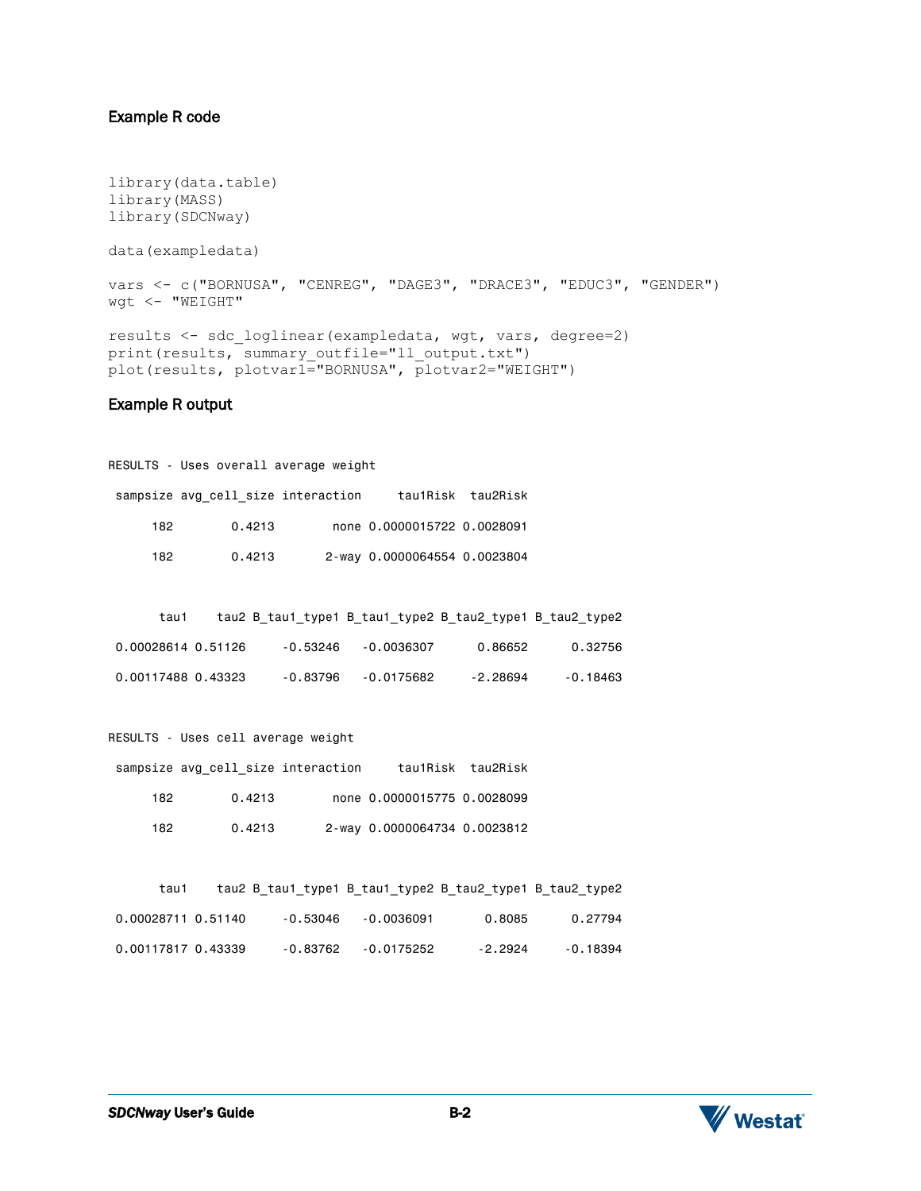### Example R code

```
library(data.table)
library(MASS)
library(SDCNway)

data(exampledata)

vars <- c("BORNUSA", "CENREG", "DAGE3", "DRACE3", "EDUC3", "GENDER")
wgt <- "WEIGHT"

results <- sdc_loglinear(exampledata, wgt, vars, degree=2)
print(results, summary_outfile="ll_output.txt")
plot(results, plotvar1="BORNUSA", plotvar2="WEIGHT")
```

### Example R output

```
RESULTS - Uses overall average weight

 sampsize avg_cell_size interaction     tau1Risk  tau2Risk

      182        0.4213        none 0.0000015722 0.0028091

      182        0.4213      2-way 0.0000064554 0.0023804


       tau1     tau2 B_tau1_type1 B_tau1_type2 B_tau2_type1 B_tau2_type2

 0.00028614 0.51126     -0.53246    -0.0036307      0.86652      0.32756

 0.00117488 0.43323     -0.83796    -0.0175682     -2.28694     -0.18463


RESULTS - Uses cell average weight

 sampsize avg_cell_size interaction     tau1Risk  tau2Risk

      182        0.4213        none 0.0000015775 0.0028099

      182        0.4213      2-way 0.0000064734 0.0023812


       tau1     tau2 B_tau1_type1 B_tau1_type2 B_tau2_type1 B_tau2_type2

 0.00028711 0.51140     -0.53046    -0.0036091       0.8085      0.27794

 0.00117817 0.43339     -0.83762    -0.0175252      -2.2924     -0.18394
```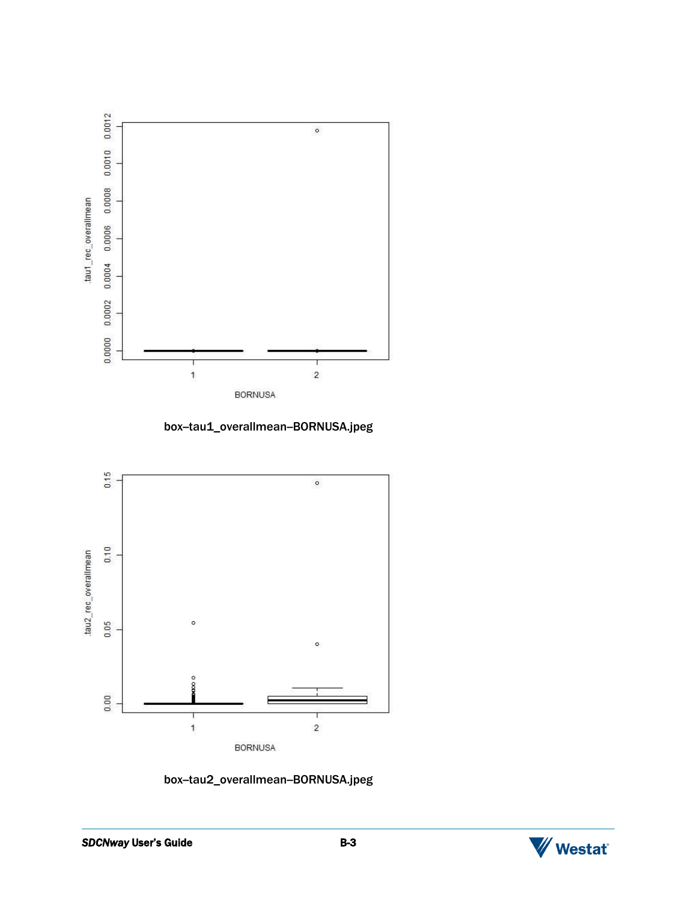box–tau1_overallmean–BORNUSA.jpeg

box–tau2_overallmean–BORNUSA.jpeg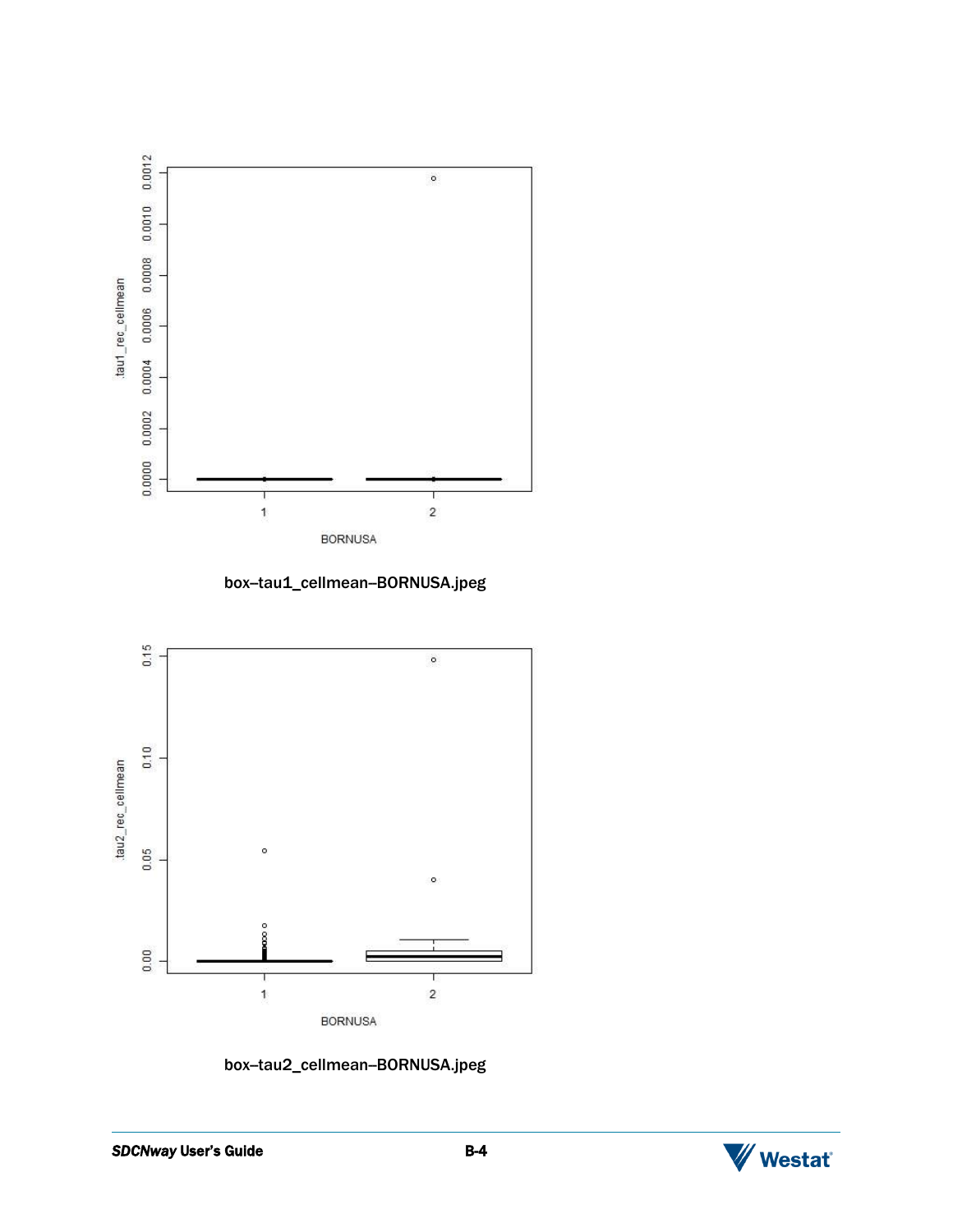box–tau1_cellmean–BORNUSA.jpeg

box–tau2_cellmean–BORNUSA.jpeg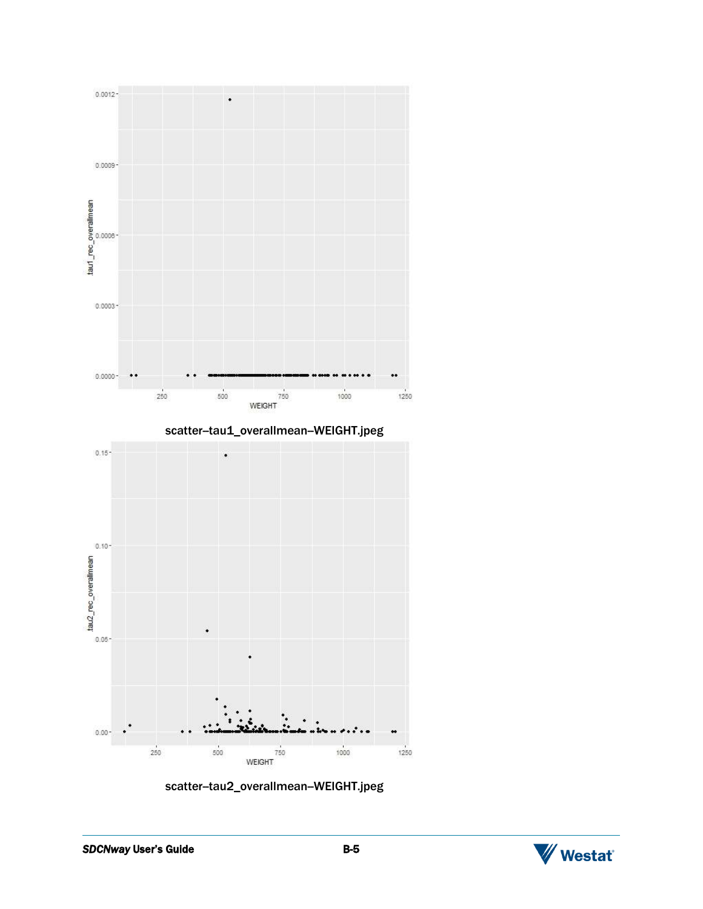scatter–tau1_overallmean–WEIGHT.jpeg

scatter–tau2_overallmean–WEIGHT.jpeg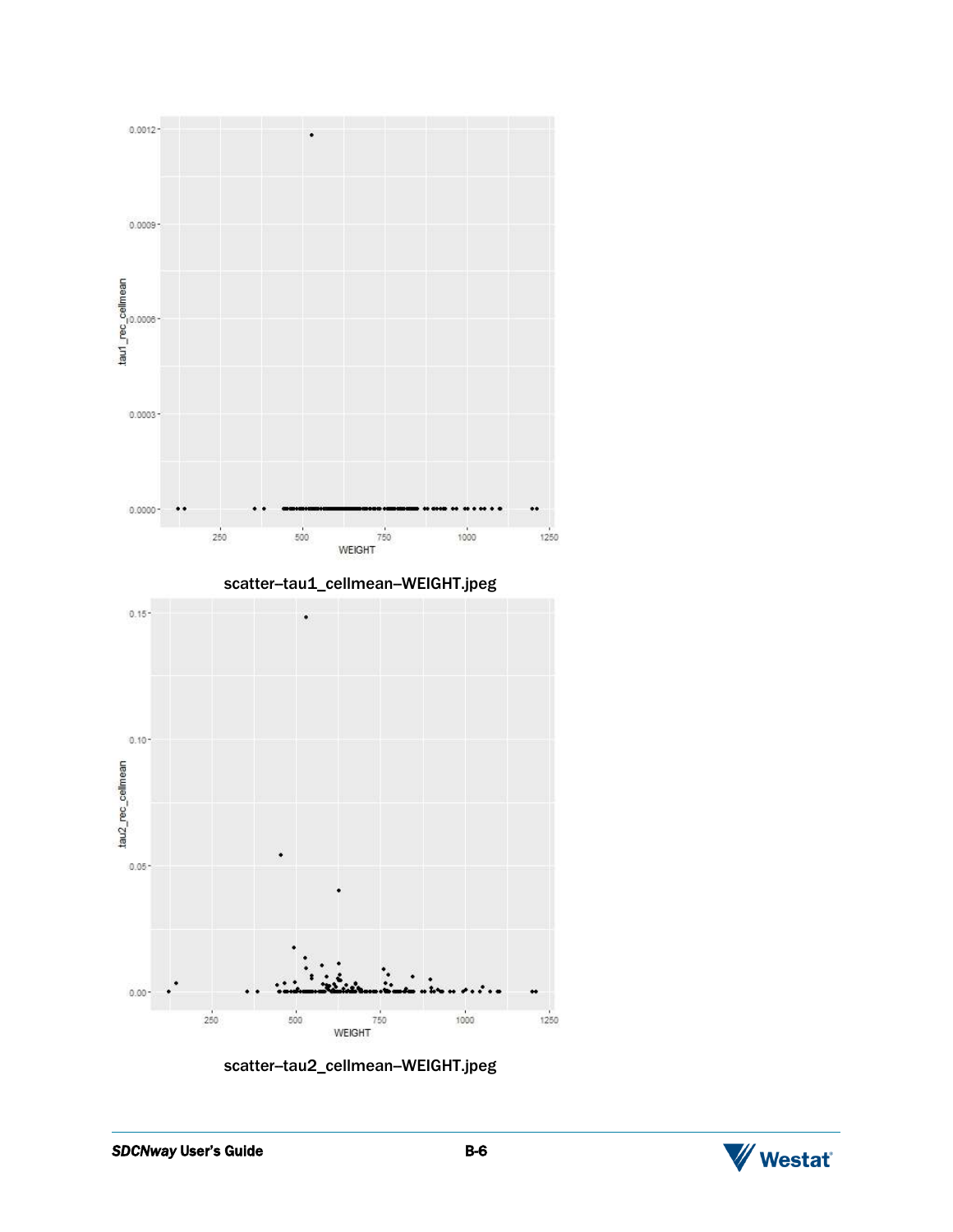scatter–tau1_cellmean–WEIGHT.jpeg

scatter–tau2_cellmean–WEIGHT.jpeg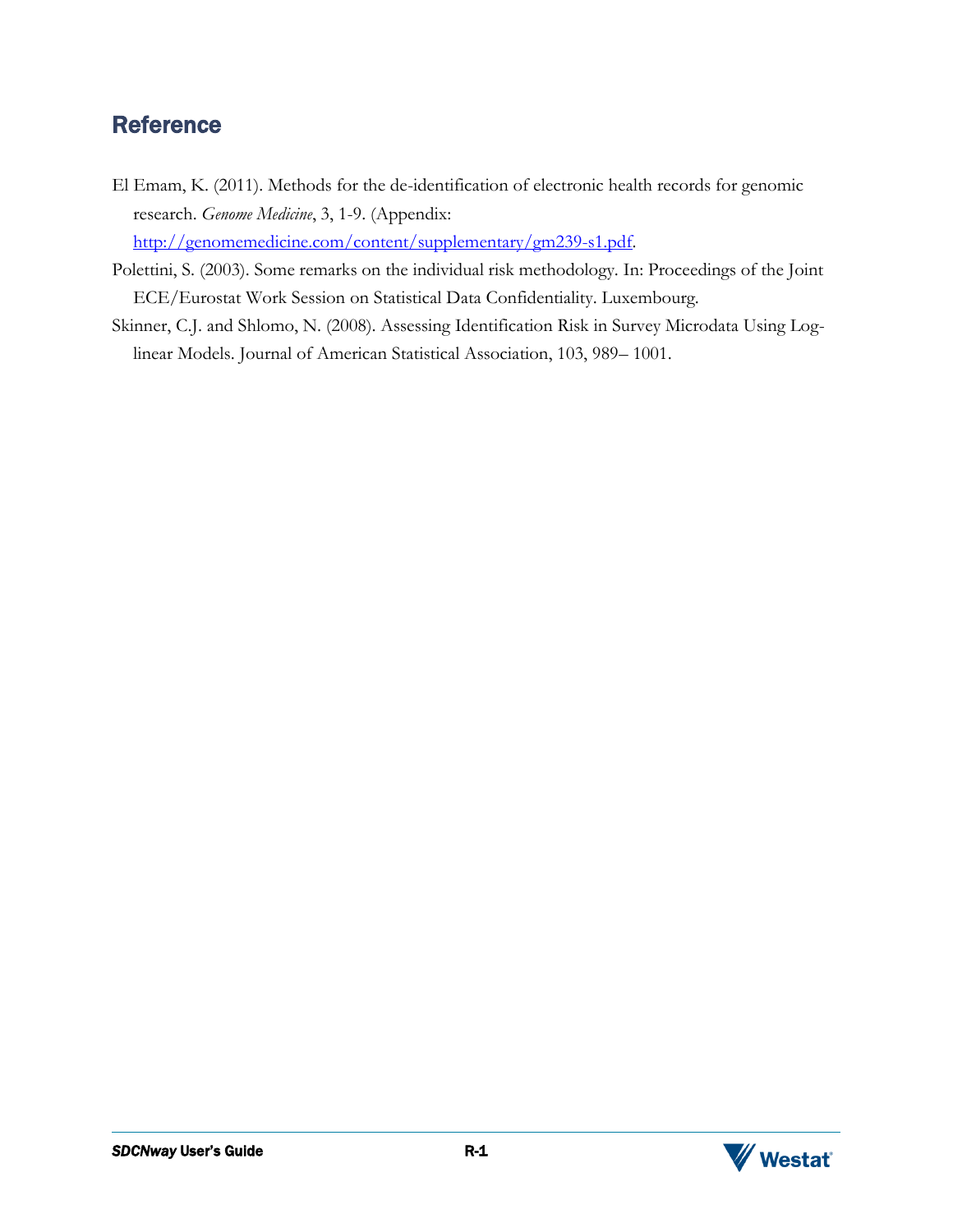## Reference

El Emam, K. (2011). Methods for the de-identification of electronic health records for genomic research. *Genome Medicine*, 3, 1-9. (Appendix: http://genomemedicine.com/content/supplementary/gm239-s1.pdf.

Polettini, S. (2003). Some remarks on the individual risk methodology. In: Proceedings of the Joint ECE/Eurostat Work Session on Statistical Data Confidentiality. Luxembourg.

Skinner, C.J. and Shlomo, N. (2008). Assessing Identification Risk in Survey Microdata Using Log-linear Models. Journal of American Statistical Association, 103, 989– 1001.